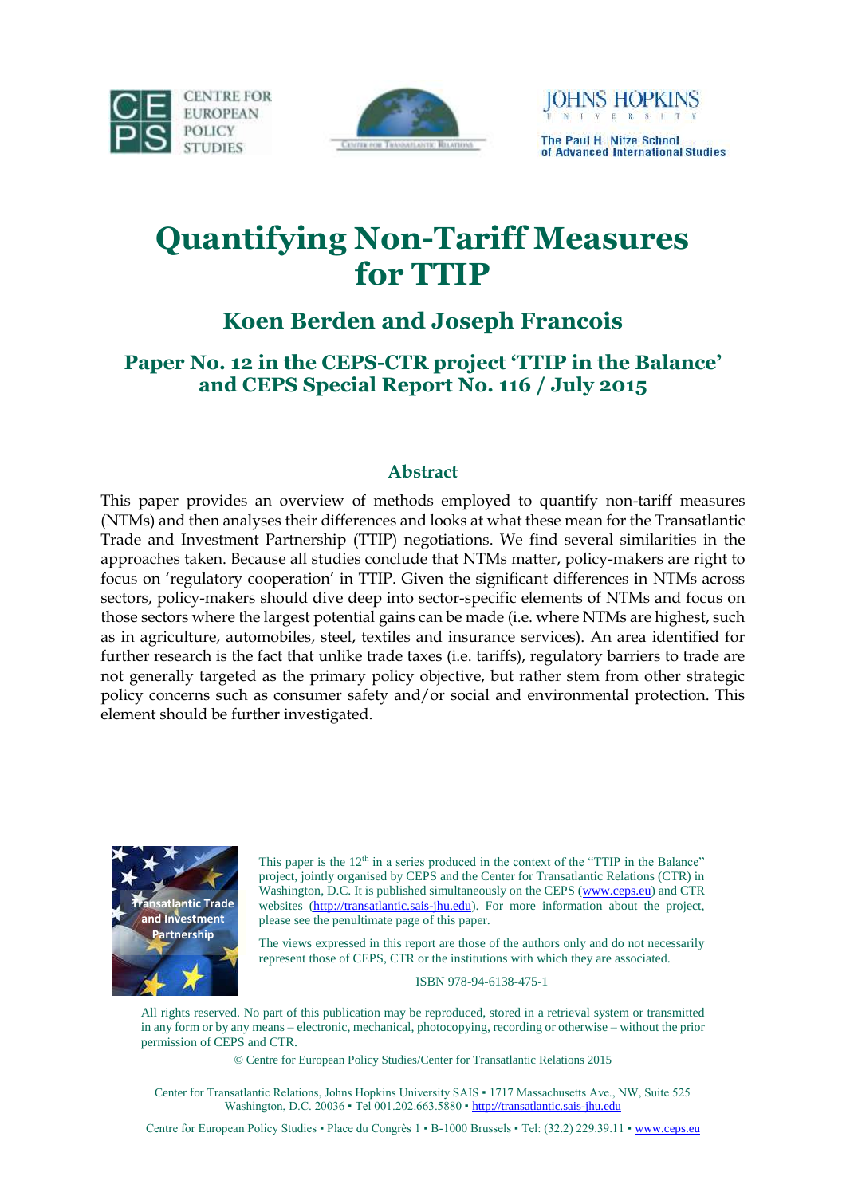CENTRE FOR EUROPEAN POLICY STUDIES

JOHNS HOPKINS UNIVERSITY
The Paul H. Nitze School of Advanced International Studies

# Quantifying Non-Tariff Measures for TTIP

## Koen Berden and Joseph Francois

### Paper No. 12 in the CEPS-CTR project 'TTIP in the Balance' and CEPS Special Report No. 116 / July 2015

---

## Abstract

This paper provides an overview of methods employed to quantify non-tariff measures (NTMs) and then analyses their differences and looks at what these mean for the Transatlantic Trade and Investment Partnership (TTIP) negotiations. We find several similarities in the approaches taken. Because all studies conclude that NTMs matter, policy-makers are right to focus on 'regulatory cooperation' in TTIP. Given the significant differences in NTMs across sectors, policy-makers should dive deep into sector-specific elements of NTMs and focus on those sectors where the largest potential gains can be made (i.e. where NTMs are highest, such as in agriculture, automobiles, steel, textiles and insurance services). An area identified for further research is the fact that unlike trade taxes (i.e. tariffs), regulatory barriers to trade are not generally targeted as the primary policy objective, but rather stem from other strategic policy concerns such as consumer safety and/or social and environmental protection. This element should be further investigated.

Transatlantic Trade and Investment Partnership

This paper is the 12th in a series produced in the context of the "TTIP in the Balance" project, jointly organised by CEPS and the Center for Transatlantic Relations (CTR) in Washington, D.C. It is published simultaneously on the CEPS (www.ceps.eu) and CTR websites (http://transatlantic.sais-jhu.edu). For more information about the project, please see the penultimate page of this paper.

The views expressed in this report are those of the authors only and do not necessarily represent those of CEPS, CTR or the institutions with which they are associated.

ISBN 978-94-6138-475-1

All rights reserved. No part of this publication may be reproduced, stored in a retrieval system or transmitted in any form or by any means – electronic, mechanical, photocopying, recording or otherwise – without the prior permission of CEPS and CTR.

© Centre for European Policy Studies/Center for Transatlantic Relations 2015

Center for Transatlantic Relations, Johns Hopkins University SAIS ▪ 1717 Massachusetts Ave., NW, Suite 525 Washington, D.C. 20036 ▪ Tel 001.202.663.5880 ▪ http://transatlantic.sais-jhu.edu

Centre for European Policy Studies ▪ Place du Congrès 1 ▪ B-1000 Brussels ▪ Tel: (32.2) 229.39.11 ▪ www.ceps.eu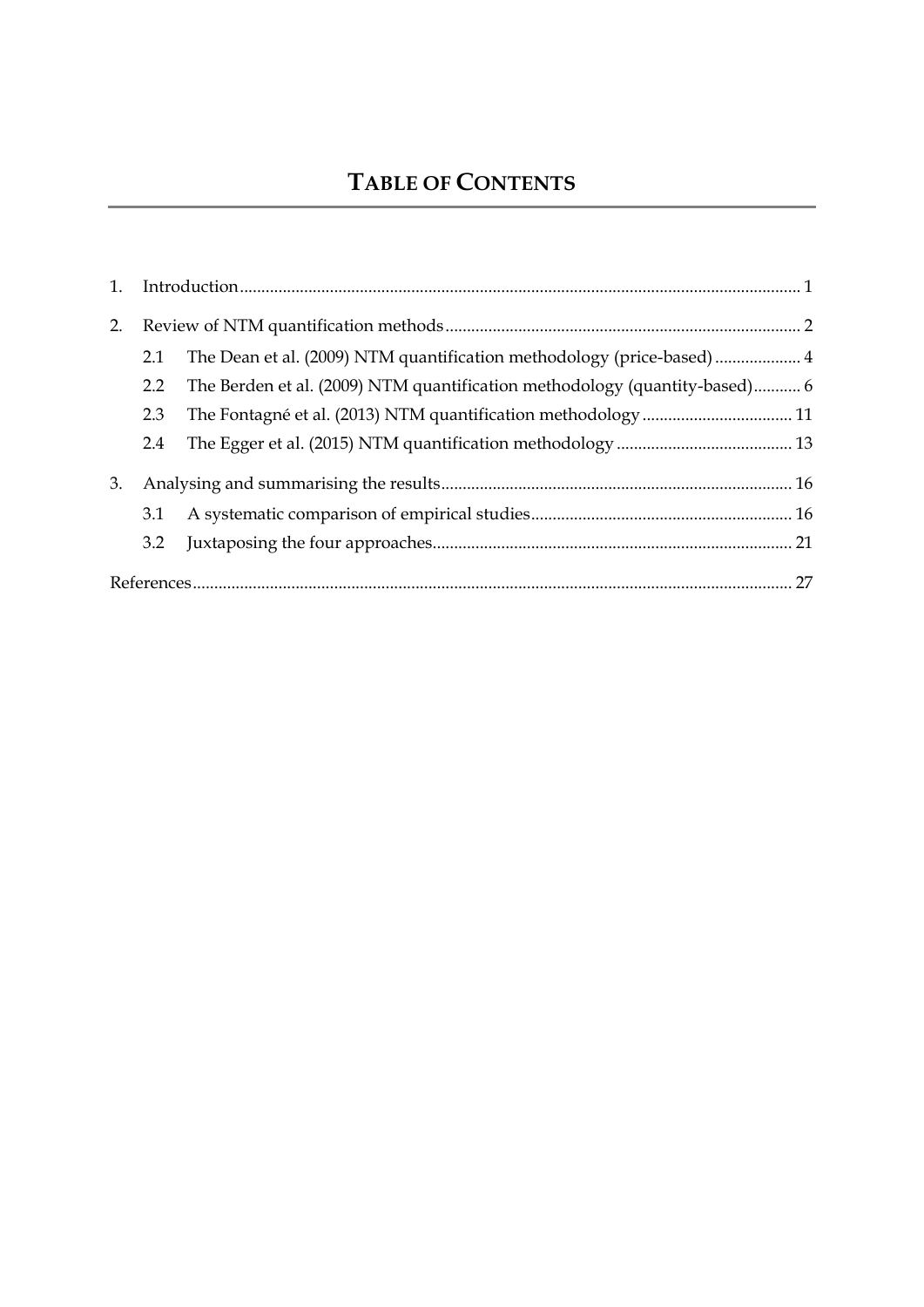# TABLE OF CONTENTS

1. Introduction ........ 1
2. Review of NTM quantification methods ........ 2
   - 2.1 The Dean et al. (2009) NTM quantification methodology (price-based) ........ 4
   - 2.2 The Berden et al. (2009) NTM quantification methodology (quantity-based) ........ 6
   - 2.3 The Fontagné et al. (2013) NTM quantification methodology ........ 11
   - 2.4 The Egger et al. (2015) NTM quantification methodology ........ 13
3. Analysing and summarising the results ........ 16
   - 3.1 A systematic comparison of empirical studies ........ 16
   - 3.2 Juxtaposing the four approaches ........ 21

References ........ 27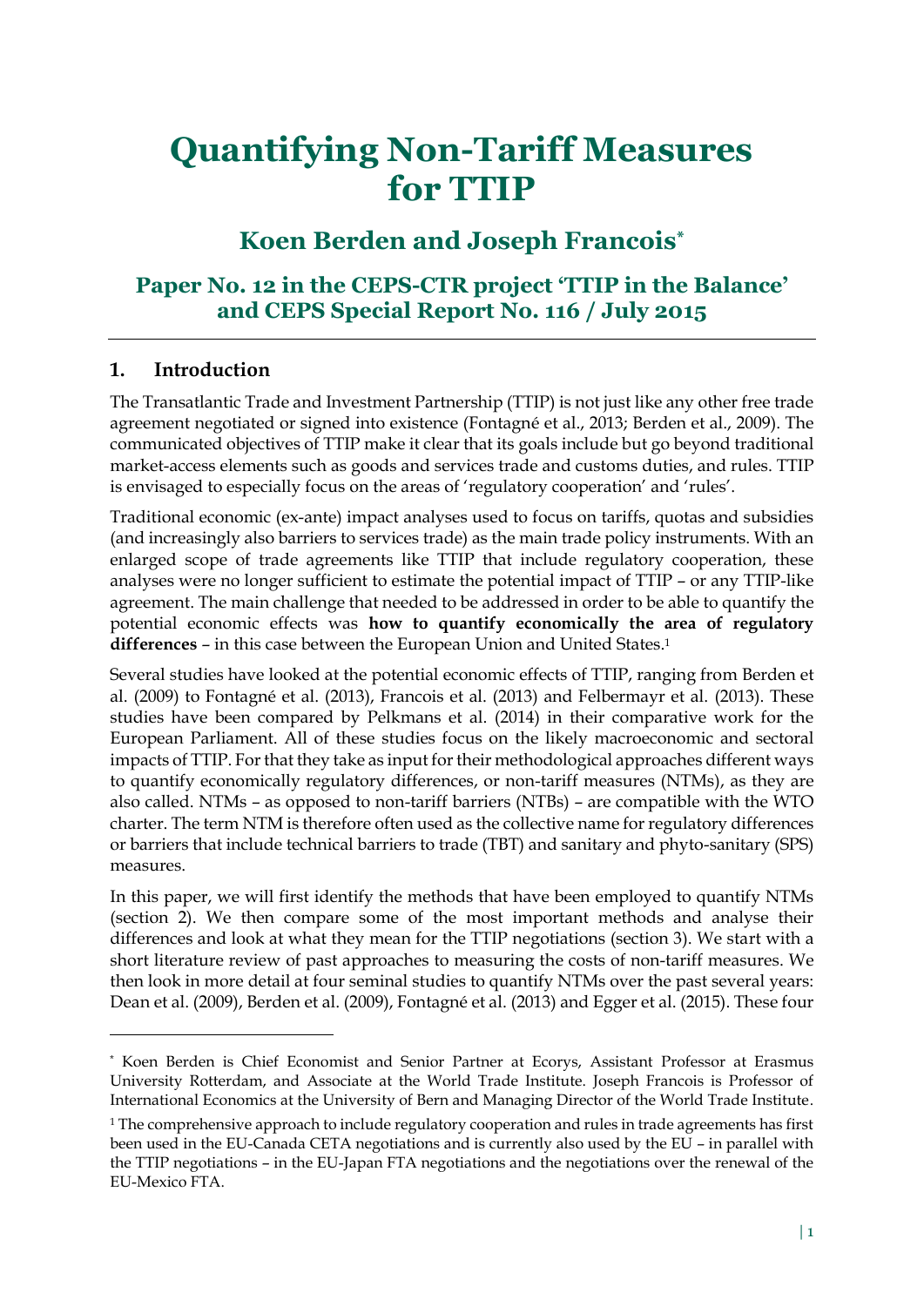# Quantifying Non-Tariff Measures for TTIP

## Koen Berden and Joseph Francois[*]

### Paper No. 12 in the CEPS-CTR project 'TTIP in the Balance' and CEPS Special Report No. 116 / July 2015

## 1. Introduction

The Transatlantic Trade and Investment Partnership (TTIP) is not just like any other free trade agreement negotiated or signed into existence (Fontagné et al., 2013; Berden et al., 2009). The communicated objectives of TTIP make it clear that its goals include but go beyond traditional market-access elements such as goods and services trade and customs duties, and rules. TTIP is envisaged to especially focus on the areas of 'regulatory cooperation' and 'rules'.

Traditional economic (ex-ante) impact analyses used to focus on tariffs, quotas and subsidies (and increasingly also barriers to services trade) as the main trade policy instruments. With an enlarged scope of trade agreements like TTIP that include regulatory cooperation, these analyses were no longer sufficient to estimate the potential impact of TTIP – or any TTIP-like agreement. The main challenge that needed to be addressed in order to be able to quantify the potential economic effects was **how to quantify economically the area of regulatory differences** – in this case between the European Union and United States.[1]

Several studies have looked at the potential economic effects of TTIP, ranging from Berden et al. (2009) to Fontagné et al. (2013), Francois et al. (2013) and Felbermayr et al. (2013). These studies have been compared by Pelkmans et al. (2014) in their comparative work for the European Parliament. All of these studies focus on the likely macroeconomic and sectoral impacts of TTIP. For that they take as input for their methodological approaches different ways to quantify economically regulatory differences, or non-tariff measures (NTMs), as they are also called. NTMs – as opposed to non-tariff barriers (NTBs) – are compatible with the WTO charter. The term NTM is therefore often used as the collective name for regulatory differences or barriers that include technical barriers to trade (TBT) and sanitary and phyto-sanitary (SPS) measures.

In this paper, we will first identify the methods that have been employed to quantify NTMs (section 2). We then compare some of the most important methods and analyse their differences and look at what they mean for the TTIP negotiations (section 3). We start with a short literature review of past approaches to measuring the costs of non-tariff measures. We then look in more detail at four seminal studies to quantify NTMs over the past several years: Dean et al. (2009), Berden et al. (2009), Fontagné et al. (2013) and Egger et al. (2015). These four

---

[*] Koen Berden is Chief Economist and Senior Partner at Ecorys, Assistant Professor at Erasmus University Rotterdam, and Associate at the World Trade Institute. Joseph Francois is Professor of International Economics at the University of Bern and Managing Director of the World Trade Institute.

[1] The comprehensive approach to include regulatory cooperation and rules in trade agreements has first been used in the EU-Canada CETA negotiations and is currently also used by the EU – in parallel with the TTIP negotiations – in the EU-Japan FTA negotiations and the negotiations over the renewal of the EU-Mexico FTA.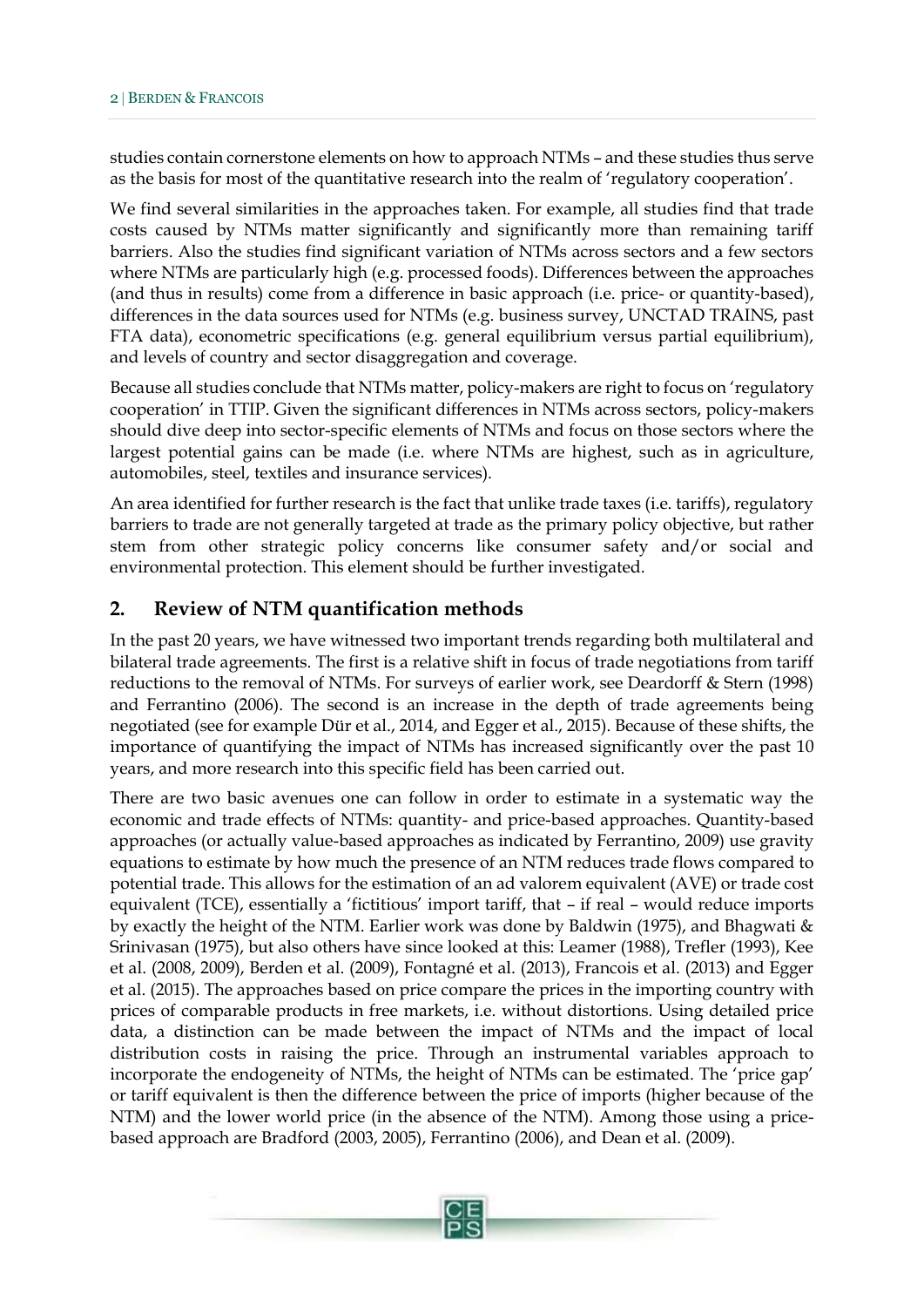studies contain cornerstone elements on how to approach NTMs – and these studies thus serve as the basis for most of the quantitative research into the realm of 'regulatory cooperation'.

We find several similarities in the approaches taken. For example, all studies find that trade costs caused by NTMs matter significantly and significantly more than remaining tariff barriers. Also the studies find significant variation of NTMs across sectors and a few sectors where NTMs are particularly high (e.g. processed foods). Differences between the approaches (and thus in results) come from a difference in basic approach (i.e. price- or quantity-based), differences in the data sources used for NTMs (e.g. business survey, UNCTAD TRAINS, past FTA data), econometric specifications (e.g. general equilibrium versus partial equilibrium), and levels of country and sector disaggregation and coverage.

Because all studies conclude that NTMs matter, policy-makers are right to focus on 'regulatory cooperation' in TTIP. Given the significant differences in NTMs across sectors, policy-makers should dive deep into sector-specific elements of NTMs and focus on those sectors where the largest potential gains can be made (i.e. where NTMs are highest, such as in agriculture, automobiles, steel, textiles and insurance services).

An area identified for further research is the fact that unlike trade taxes (i.e. tariffs), regulatory barriers to trade are not generally targeted at trade as the primary policy objective, but rather stem from other strategic policy concerns like consumer safety and/or social and environmental protection. This element should be further investigated.

## 2. Review of NTM quantification methods

In the past 20 years, we have witnessed two important trends regarding both multilateral and bilateral trade agreements. The first is a relative shift in focus of trade negotiations from tariff reductions to the removal of NTMs. For surveys of earlier work, see Deardorff & Stern (1998) and Ferrantino (2006). The second is an increase in the depth of trade agreements being negotiated (see for example Dür et al., 2014, and Egger et al., 2015). Because of these shifts, the importance of quantifying the impact of NTMs has increased significantly over the past 10 years, and more research into this specific field has been carried out.

There are two basic avenues one can follow in order to estimate in a systematic way the economic and trade effects of NTMs: quantity- and price-based approaches. Quantity-based approaches (or actually value-based approaches as indicated by Ferrantino, 2009) use gravity equations to estimate by how much the presence of an NTM reduces trade flows compared to potential trade. This allows for the estimation of an ad valorem equivalent (AVE) or trade cost equivalent (TCE), essentially a 'fictitious' import tariff, that – if real – would reduce imports by exactly the height of the NTM. Earlier work was done by Baldwin (1975), and Bhagwati & Srinivasan (1975), but also others have since looked at this: Leamer (1988), Trefler (1993), Kee et al. (2008, 2009), Berden et al. (2009), Fontagné et al. (2013), Francois et al. (2013) and Egger et al. (2015). The approaches based on price compare the prices in the importing country with prices of comparable products in free markets, i.e. without distortions. Using detailed price data, a distinction can be made between the impact of NTMs and the impact of local distribution costs in raising the price. Through an instrumental variables approach to incorporate the endogeneity of NTMs, the height of NTMs can be estimated. The 'price gap' or tariff equivalent is then the difference between the price of imports (higher because of the NTM) and the lower world price (in the absence of the NTM). Among those using a price-based approach are Bradford (2003, 2005), Ferrantino (2006), and Dean et al. (2009).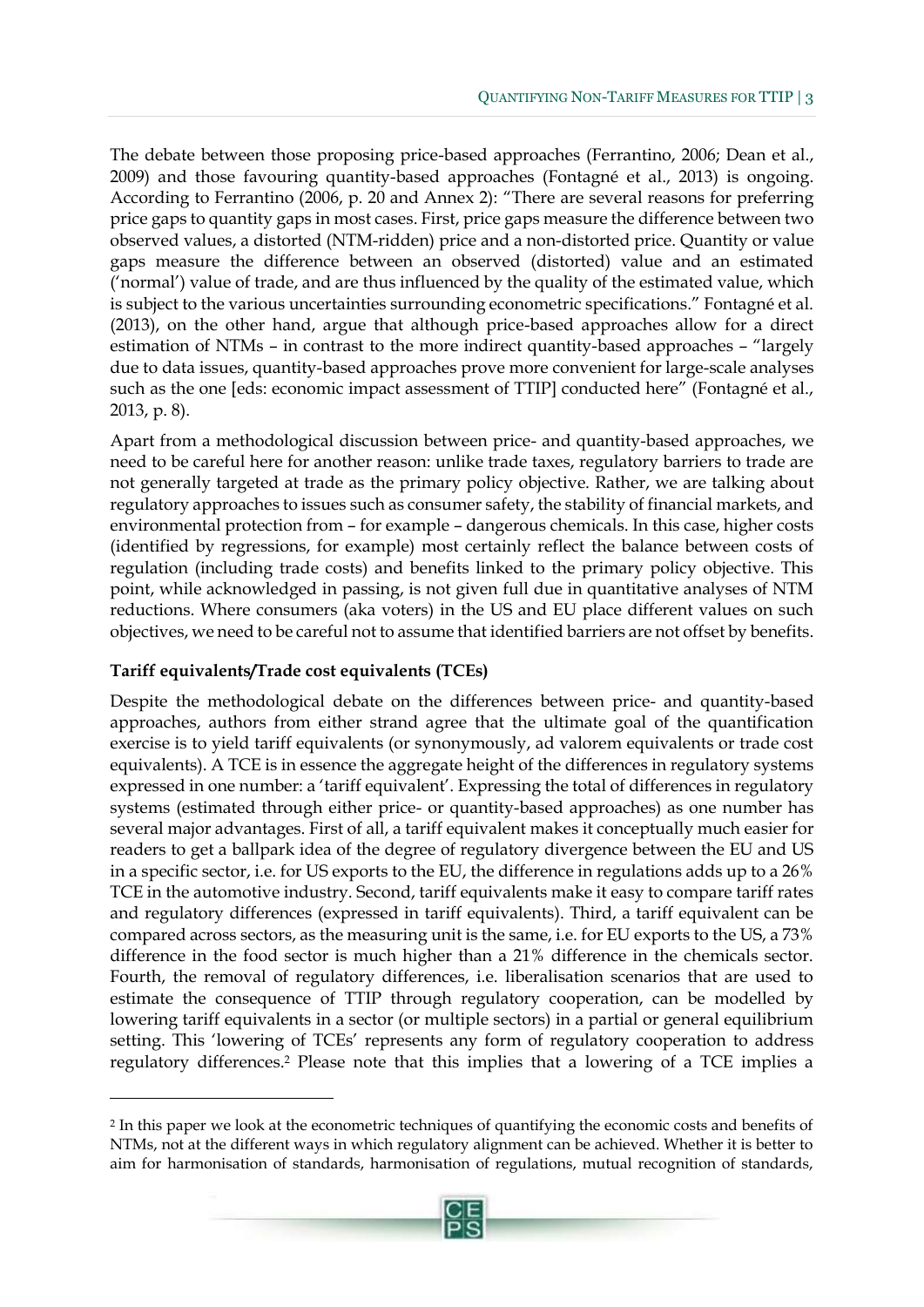The debate between those proposing price-based approaches (Ferrantino, 2006; Dean et al., 2009) and those favouring quantity-based approaches (Fontagné et al., 2013) is ongoing. According to Ferrantino (2006, p. 20 and Annex 2): "There are several reasons for preferring price gaps to quantity gaps in most cases. First, price gaps measure the difference between two observed values, a distorted (NTM-ridden) price and a non-distorted price. Quantity or value gaps measure the difference between an observed (distorted) value and an estimated ('normal') value of trade, and are thus influenced by the quality of the estimated value, which is subject to the various uncertainties surrounding econometric specifications." Fontagné et al. (2013), on the other hand, argue that although price-based approaches allow for a direct estimation of NTMs – in contrast to the more indirect quantity-based approaches – "largely due to data issues, quantity-based approaches prove more convenient for large-scale analyses such as the one [eds: economic impact assessment of TTIP] conducted here" (Fontagné et al., 2013, p. 8).

Apart from a methodological discussion between price- and quantity-based approaches, we need to be careful here for another reason: unlike trade taxes, regulatory barriers to trade are not generally targeted at trade as the primary policy objective. Rather, we are talking about regulatory approaches to issues such as consumer safety, the stability of financial markets, and environmental protection from – for example – dangerous chemicals. In this case, higher costs (identified by regressions, for example) most certainly reflect the balance between costs of regulation (including trade costs) and benefits linked to the primary policy objective. This point, while acknowledged in passing, is not given full due in quantitative analyses of NTM reductions. Where consumers (aka voters) in the US and EU place different values on such objectives, we need to be careful not to assume that identified barriers are not offset by benefits.

**Tariff equivalents/Trade cost equivalents (TCEs)**

Despite the methodological debate on the differences between price- and quantity-based approaches, authors from either strand agree that the ultimate goal of the quantification exercise is to yield tariff equivalents (or synonymously, ad valorem equivalents or trade cost equivalents). A TCE is in essence the aggregate height of the differences in regulatory systems expressed in one number: a 'tariff equivalent'. Expressing the total of differences in regulatory systems (estimated through either price- or quantity-based approaches) as one number has several major advantages. First of all, a tariff equivalent makes it conceptually much easier for readers to get a ballpark idea of the degree of regulatory divergence between the EU and US in a specific sector, i.e. for US exports to the EU, the difference in regulations adds up to a 26% TCE in the automotive industry. Second, tariff equivalents make it easy to compare tariff rates and regulatory differences (expressed in tariff equivalents). Third, a tariff equivalent can be compared across sectors, as the measuring unit is the same, i.e. for EU exports to the US, a 73% difference in the food sector is much higher than a 21% difference in the chemicals sector. Fourth, the removal of regulatory differences, i.e. liberalisation scenarios that are used to estimate the consequence of TTIP through regulatory cooperation, can be modelled by lowering tariff equivalents in a sector (or multiple sectors) in a partial or general equilibrium setting. This 'lowering of TCEs' represents any form of regulatory cooperation to address regulatory differences.[2] Please note that this implies that a lowering of a TCE implies a

[2] In this paper we look at the econometric techniques of quantifying the economic costs and benefits of NTMs, not at the different ways in which regulatory alignment can be achieved. Whether it is better to aim for harmonisation of standards, harmonisation of regulations, mutual recognition of standards,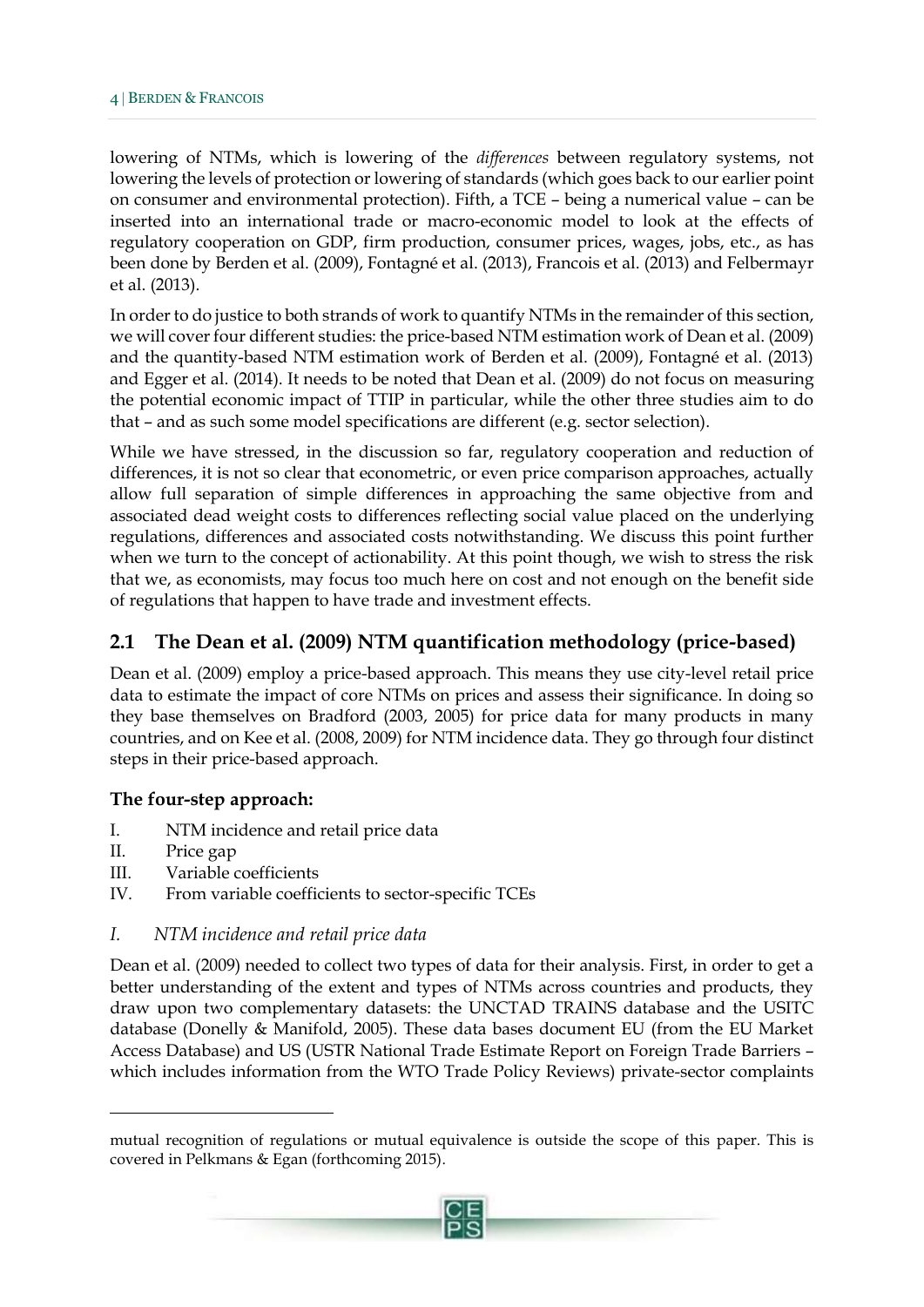lowering of NTMs, which is lowering of the *differences* between regulatory systems, not lowering the levels of protection or lowering of standards (which goes back to our earlier point on consumer and environmental protection). Fifth, a TCE – being a numerical value – can be inserted into an international trade or macro-economic model to look at the effects of regulatory cooperation on GDP, firm production, consumer prices, wages, jobs, etc., as has been done by Berden et al. (2009), Fontagné et al. (2013), Francois et al. (2013) and Felbermayr et al. (2013).

In order to do justice to both strands of work to quantify NTMs in the remainder of this section, we will cover four different studies: the price-based NTM estimation work of Dean et al. (2009) and the quantity-based NTM estimation work of Berden et al. (2009), Fontagné et al. (2013) and Egger et al. (2014). It needs to be noted that Dean et al. (2009) do not focus on measuring the potential economic impact of TTIP in particular, while the other three studies aim to do that – and as such some model specifications are different (e.g. sector selection).

While we have stressed, in the discussion so far, regulatory cooperation and reduction of differences, it is not so clear that econometric, or even price comparison approaches, actually allow full separation of simple differences in approaching the same objective from and associated dead weight costs to differences reflecting social value placed on the underlying regulations, differences and associated costs notwithstanding. We discuss this point further when we turn to the concept of actionability. At this point though, we wish to stress the risk that we, as economists, may focus too much here on cost and not enough on the benefit side of regulations that happen to have trade and investment effects.

## 2.1 The Dean et al. (2009) NTM quantification methodology (price-based)

Dean et al. (2009) employ a price-based approach. This means they use city-level retail price data to estimate the impact of core NTMs on prices and assess their significance. In doing so they base themselves on Bradford (2003, 2005) for price data for many products in many countries, and on Kee et al. (2008, 2009) for NTM incidence data. They go through four distinct steps in their price-based approach.

### The four-step approach:

I. NTM incidence and retail price data
II. Price gap
III. Variable coefficients
IV. From variable coefficients to sector-specific TCEs

*I. NTM incidence and retail price data*

Dean et al. (2009) needed to collect two types of data for their analysis. First, in order to get a better understanding of the extent and types of NTMs across countries and products, they draw upon two complementary datasets: the UNCTAD TRAINS database and the USITC database (Donelly & Manifold, 2005). These data bases document EU (from the EU Market Access Database) and US (USTR National Trade Estimate Report on Foreign Trade Barriers – which includes information from the WTO Trade Policy Reviews) private-sector complaints

---

mutual recognition of regulations or mutual equivalence is outside the scope of this paper. This is covered in Pelkmans & Egan (forthcoming 2015).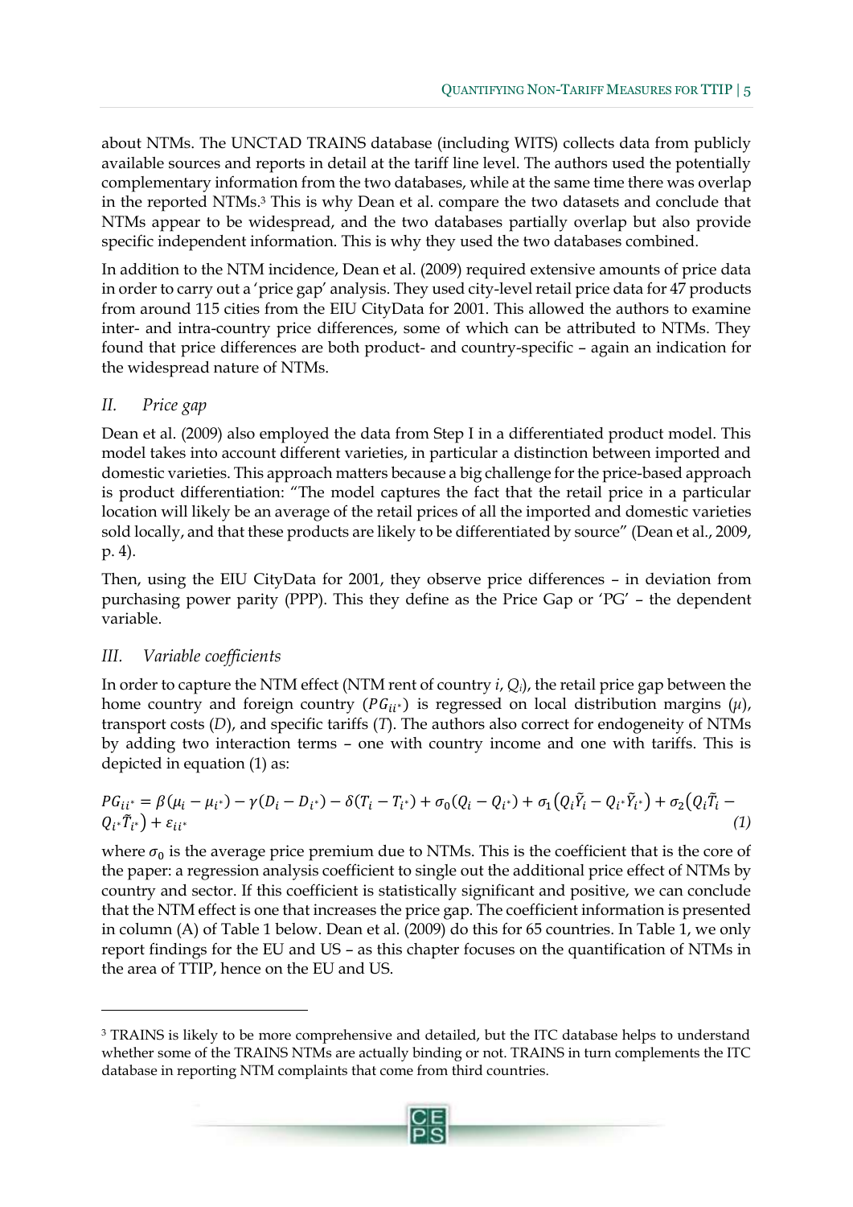about NTMs. The UNCTAD TRAINS database (including WITS) collects data from publicly available sources and reports in detail at the tariff line level. The authors used the potentially complementary information from the two databases, while at the same time there was overlap in the reported NTMs.[3] This is why Dean et al. compare the two datasets and conclude that NTMs appear to be widespread, and the two databases partially overlap but also provide specific independent information. This is why they used the two databases combined.

In addition to the NTM incidence, Dean et al. (2009) required extensive amounts of price data in order to carry out a 'price gap' analysis. They used city-level retail price data for 47 products from around 115 cities from the EIU CityData for 2001. This allowed the authors to examine inter- and intra-country price differences, some of which can be attributed to NTMs. They found that price differences are both product- and country-specific – again an indication for the widespread nature of NTMs.

### *II. Price gap*

Dean et al. (2009) also employed the data from Step I in a differentiated product model. This model takes into account different varieties, in particular a distinction between imported and domestic varieties. This approach matters because a big challenge for the price-based approach is product differentiation: "The model captures the fact that the retail price in a particular location will likely be an average of the retail prices of all the imported and domestic varieties sold locally, and that these products are likely to be differentiated by source" (Dean et al., 2009, p. 4).

Then, using the EIU CityData for 2001, they observe price differences – in deviation from purchasing power parity (PPP). This they define as the Price Gap or 'PG' – the dependent variable.

### *III. Variable coefficients*

In order to capture the NTM effect (NTM rent of country *i*, $Q_i$), the retail price gap between the home country and foreign country ($PG_{ii^*}$) is regressed on local distribution margins ($\mu$), transport costs ($D$), and specific tariffs ($T$). The authors also correct for endogeneity of NTMs by adding two interaction terms – one with country income and one with tariffs. This is depicted in equation (1) as:

$$PG_{ii^*} = \beta(\mu_i - \mu_{i^*}) - \gamma(D_i - D_{i^*}) - \delta(T_i - T_{i^*}) + \sigma_0(Q_i - Q_{i^*}) + \sigma_1\left(Q_i\tilde{Y}_i - Q_{i^*}\tilde{Y}_{i^*}\right) + \sigma_2\left(Q_i\tilde{T}_i - Q_{i^*}\tilde{T}_{i^*}\right) + \varepsilon_{ii^*} \quad (1)$$

where $\sigma_0$ is the average price premium due to NTMs. This is the coefficient that is the core of the paper: a regression analysis coefficient to single out the additional price effect of NTMs by country and sector. If this coefficient is statistically significant and positive, we can conclude that the NTM effect is one that increases the price gap. The coefficient information is presented in column (A) of Table 1 below. Dean et al. (2009) do this for 65 countries. In Table 1, we only report findings for the EU and US – as this chapter focuses on the quantification of NTMs in the area of TTIP, hence on the EU and US.

---

[3] TRAINS is likely to be more comprehensive and detailed, but the ITC database helps to understand whether some of the TRAINS NTMs are actually binding or not. TRAINS in turn complements the ITC database in reporting NTM complaints that come from third countries.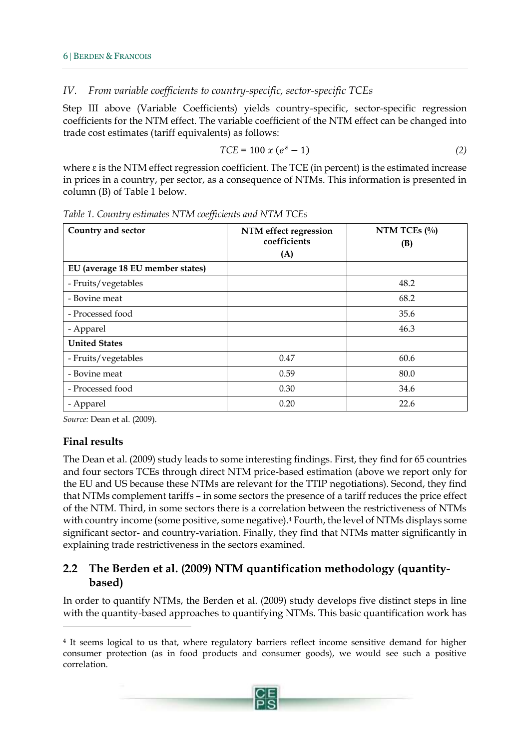*IV. From variable coefficients to country-specific, sector-specific TCEs*

Step III above (Variable Coefficients) yields country-specific, sector-specific regression coefficients for the NTM effect. The variable coefficient of the NTM effect can be changed into trade cost estimates (tariff equivalents) as follows:

$$TCE = 100 \ x \ (e^{\varepsilon} - 1) \tag{2}$$

where ε is the NTM effect regression coefficient. The TCE (in percent) is the estimated increase in prices in a country, per sector, as a consequence of NTMs. This information is presented in column (B) of Table 1 below.

*Table 1. Country estimates NTM coefficients and NTM TCEs*

| Country and sector | NTM effect regression coefficients (A) | NTM TCEs (%) (B) |
|---|---|---|
| **EU (average 18 EU member states)** | | |
| - Fruits/vegetables | | 48.2 |
| - Bovine meat | | 68.2 |
| - Processed food | | 35.6 |
| - Apparel | | 46.3 |
| **United States** | | |
| - Fruits/vegetables | 0.47 | 60.6 |
| - Bovine meat | 0.59 | 80.0 |
| - Processed food | 0.30 | 34.6 |
| - Apparel | 0.20 | 22.6 |

*Source:* Dean et al. (2009).

### Final results

The Dean et al. (2009) study leads to some interesting findings. First, they find for 65 countries and four sectors TCEs through direct NTM price-based estimation (above we report only for the EU and US because these NTMs are relevant for the TTIP negotiations). Second, they find that NTMs complement tariffs – in some sectors the presence of a tariff reduces the price effect of the NTM. Third, in some sectors there is a correlation between the restrictiveness of NTMs with country income (some positive, some negative).[4] Fourth, the level of NTMs displays some significant sector- and country-variation. Finally, they find that NTMs matter significantly in explaining trade restrictiveness in the sectors examined.

## 2.2 The Berden et al. (2009) NTM quantification methodology (quantity-based)

In order to quantify NTMs, the Berden et al. (2009) study develops five distinct steps in line with the quantity-based approaches to quantifying NTMs. This basic quantification work has

[4] It seems logical to us that, where regulatory barriers reflect income sensitive demand for higher consumer protection (as in food products and consumer goods), we would see such a positive correlation.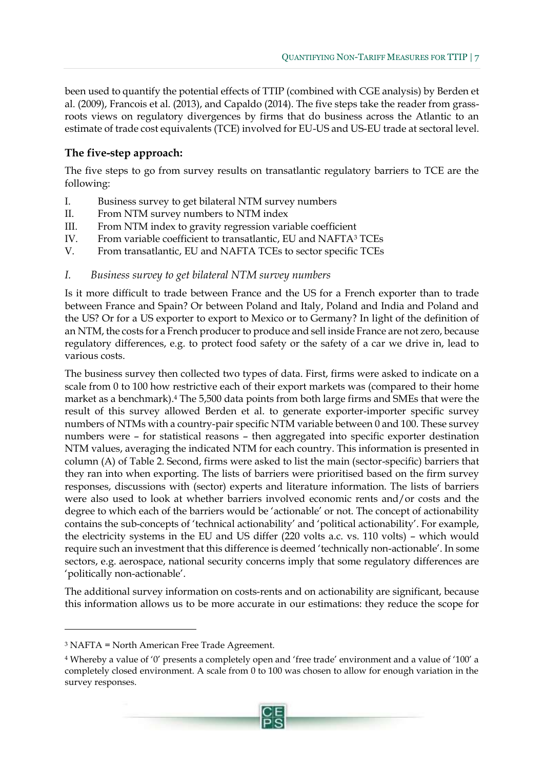been used to quantify the potential effects of TTIP (combined with CGE analysis) by Berden et al. (2009), Francois et al. (2013), and Capaldo (2014). The five steps take the reader from grass-roots views on regulatory divergences by firms that do business across the Atlantic to an estimate of trade cost equivalents (TCE) involved for EU-US and US-EU trade at sectoral level.

### The five-step approach:

The five steps to go from survey results on transatlantic regulatory barriers to TCE are the following:

I. Business survey to get bilateral NTM survey numbers
II. From NTM survey numbers to NTM index
III. From NTM index to gravity regression variable coefficient
IV. From variable coefficient to transatlantic, EU and NAFTA[3] TCEs
V. From transatlantic, EU and NAFTA TCEs to sector specific TCEs

*I. Business survey to get bilateral NTM survey numbers*

Is it more difficult to trade between France and the US for a French exporter than to trade between France and Spain? Or between Poland and Italy, Poland and India and Poland and the US? Or for a US exporter to export to Mexico or to Germany? In light of the definition of an NTM, the costs for a French producer to produce and sell inside France are not zero, because regulatory differences, e.g. to protect food safety or the safety of a car we drive in, lead to various costs.

The business survey then collected two types of data. First, firms were asked to indicate on a scale from 0 to 100 how restrictive each of their export markets was (compared to their home market as a benchmark).[4] The 5,500 data points from both large firms and SMEs that were the result of this survey allowed Berden et al. to generate exporter-importer specific survey numbers of NTMs with a country-pair specific NTM variable between 0 and 100. These survey numbers were – for statistical reasons – then aggregated into specific exporter destination NTM values, averaging the indicated NTM for each country. This information is presented in column (A) of Table 2. Second, firms were asked to list the main (sector-specific) barriers that they ran into when exporting. The lists of barriers were prioritised based on the firm survey responses, discussions with (sector) experts and literature information. The lists of barriers were also used to look at whether barriers involved economic rents and/or costs and the degree to which each of the barriers would be 'actionable' or not. The concept of actionability contains the sub-concepts of 'technical actionability' and 'political actionability'. For example, the electricity systems in the EU and US differ (220 volts a.c. vs. 110 volts) – which would require such an investment that this difference is deemed 'technically non-actionable'. In some sectors, e.g. aerospace, national security concerns imply that some regulatory differences are 'politically non-actionable'.

The additional survey information on costs-rents and on actionability are significant, because this information allows us to be more accurate in our estimations: they reduce the scope for

---

[3] NAFTA = North American Free Trade Agreement.

[4] Whereby a value of '0' presents a completely open and 'free trade' environment and a value of '100' a completely closed environment. A scale from 0 to 100 was chosen to allow for enough variation in the survey responses.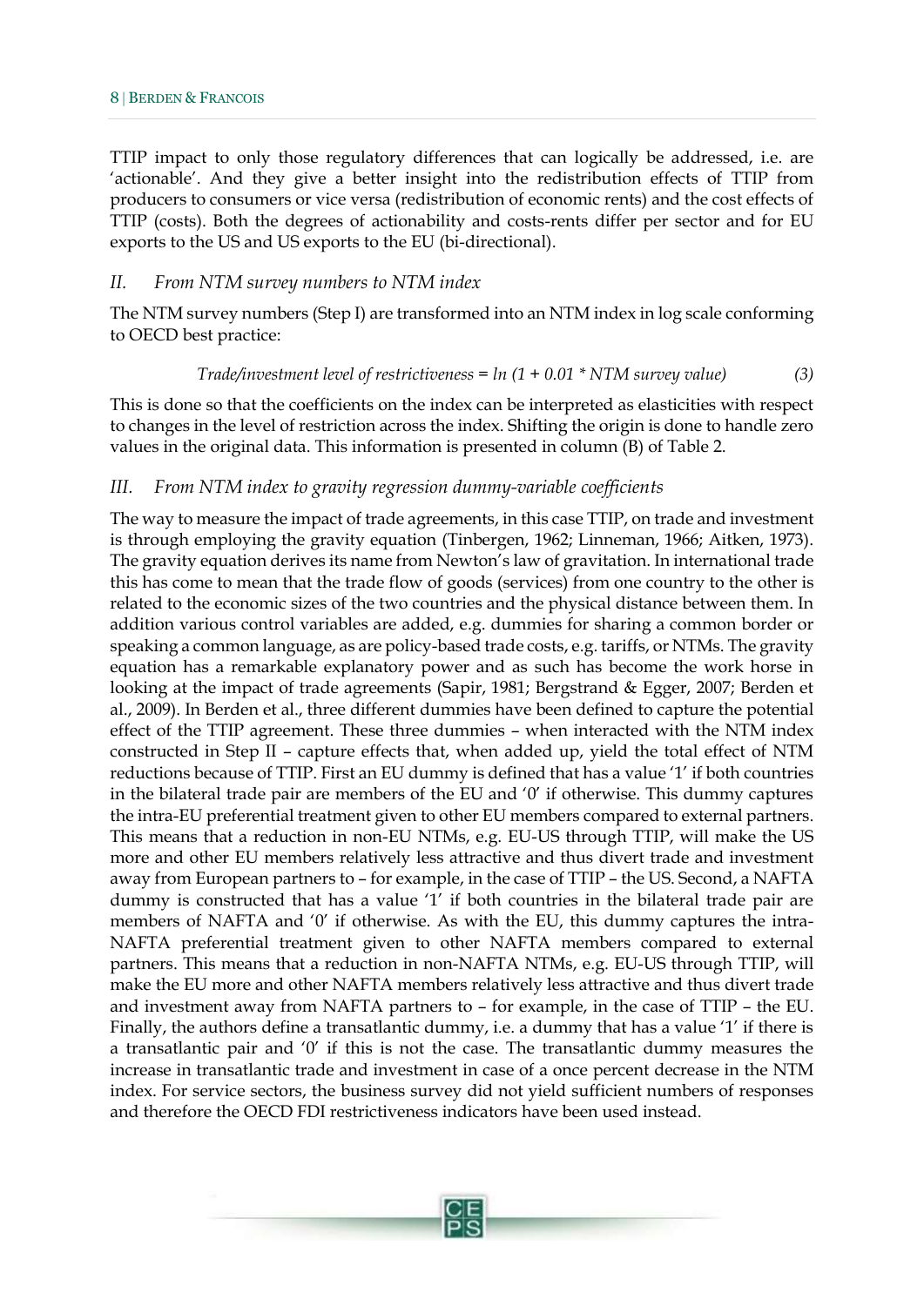TTIP impact to only those regulatory differences that can logically be addressed, i.e. are 'actionable'. And they give a better insight into the redistribution effects of TTIP from producers to consumers or vice versa (redistribution of economic rents) and the cost effects of TTIP (costs). Both the degrees of actionability and costs-rents differ per sector and for EU exports to the US and US exports to the EU (bi-directional).

### *II. From NTM survey numbers to NTM index*

The NTM survey numbers (Step I) are transformed into an NTM index in log scale conforming to OECD best practice:

$$\text{Trade/investment level of restrictiveness} = \ln(1 + 0.01 * \text{NTM survey value}) \qquad (3)$$

This is done so that the coefficients on the index can be interpreted as elasticities with respect to changes in the level of restriction across the index. Shifting the origin is done to handle zero values in the original data. This information is presented in column (B) of Table 2.

### *III. From NTM index to gravity regression dummy-variable coefficients*

The way to measure the impact of trade agreements, in this case TTIP, on trade and investment is through employing the gravity equation (Tinbergen, 1962; Linneman, 1966; Aitken, 1973). The gravity equation derives its name from Newton's law of gravitation. In international trade this has come to mean that the trade flow of goods (services) from one country to the other is related to the economic sizes of the two countries and the physical distance between them. In addition various control variables are added, e.g. dummies for sharing a common border or speaking a common language, as are policy-based trade costs, e.g. tariffs, or NTMs. The gravity equation has a remarkable explanatory power and as such has become the work horse in looking at the impact of trade agreements (Sapir, 1981; Bergstrand & Egger, 2007; Berden et al., 2009). In Berden et al., three different dummies have been defined to capture the potential effect of the TTIP agreement. These three dummies – when interacted with the NTM index constructed in Step II – capture effects that, when added up, yield the total effect of NTM reductions because of TTIP. First an EU dummy is defined that has a value '1' if both countries in the bilateral trade pair are members of the EU and '0' if otherwise. This dummy captures the intra-EU preferential treatment given to other EU members compared to external partners. This means that a reduction in non-EU NTMs, e.g. EU-US through TTIP, will make the US more and other EU members relatively less attractive and thus divert trade and investment away from European partners to – for example, in the case of TTIP – the US. Second, a NAFTA dummy is constructed that has a value '1' if both countries in the bilateral trade pair are members of NAFTA and '0' if otherwise. As with the EU, this dummy captures the intra-NAFTA preferential treatment given to other NAFTA members compared to external partners. This means that a reduction in non-NAFTA NTMs, e.g. EU-US through TTIP, will make the EU more and other NAFTA members relatively less attractive and thus divert trade and investment away from NAFTA partners to – for example, in the case of TTIP – the EU. Finally, the authors define a transatlantic dummy, i.e. a dummy that has a value '1' if there is a transatlantic pair and '0' if this is not the case. The transatlantic dummy measures the increase in transatlantic trade and investment in case of a once percent decrease in the NTM index. For service sectors, the business survey did not yield sufficient numbers of responses and therefore the OECD FDI restrictiveness indicators have been used instead.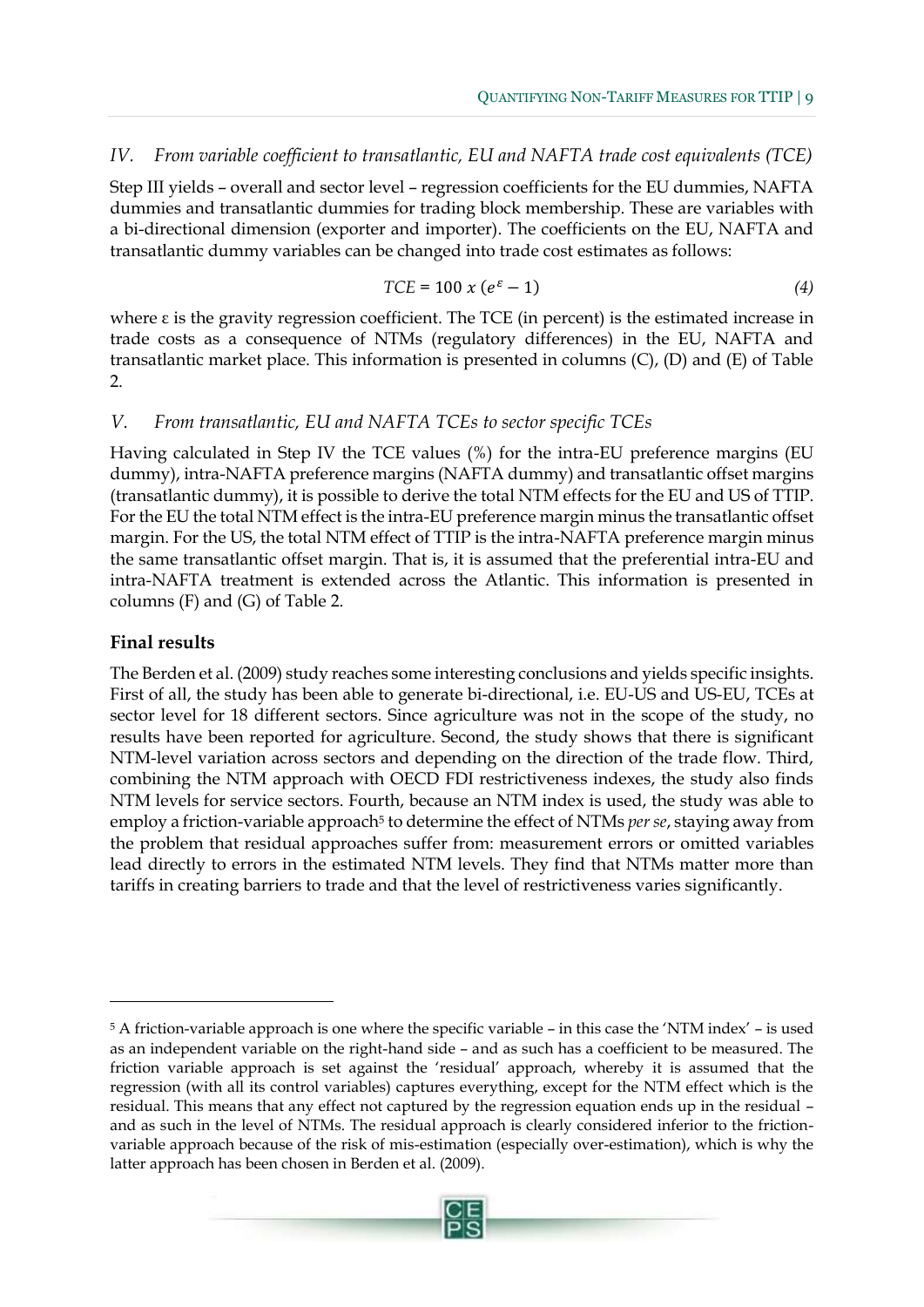*IV. From variable coefficient to transatlantic, EU and NAFTA trade cost equivalents (TCE)*

Step III yields – overall and sector level – regression coefficients for the EU dummies, NAFTA dummies and transatlantic dummies for trading block membership. These are variables with a bi-directional dimension (exporter and importer). The coefficients on the EU, NAFTA and transatlantic dummy variables can be changed into trade cost estimates as follows:

$$TCE = 100\ x\ (e^{\varepsilon} - 1) \tag{4}$$

where ε is the gravity regression coefficient. The TCE (in percent) is the estimated increase in trade costs as a consequence of NTMs (regulatory differences) in the EU, NAFTA and transatlantic market place. This information is presented in columns (C), (D) and (E) of Table 2.

*V. From transatlantic, EU and NAFTA TCEs to sector specific TCEs*

Having calculated in Step IV the TCE values (%) for the intra-EU preference margins (EU dummy), intra-NAFTA preference margins (NAFTA dummy) and transatlantic offset margins (transatlantic dummy), it is possible to derive the total NTM effects for the EU and US of TTIP. For the EU the total NTM effect is the intra-EU preference margin minus the transatlantic offset margin. For the US, the total NTM effect of TTIP is the intra-NAFTA preference margin minus the same transatlantic offset margin. That is, it is assumed that the preferential intra-EU and intra-NAFTA treatment is extended across the Atlantic. This information is presented in columns (F) and (G) of Table 2.

**Final results**

The Berden et al. (2009) study reaches some interesting conclusions and yields specific insights. First of all, the study has been able to generate bi-directional, i.e. EU-US and US-EU, TCEs at sector level for 18 different sectors. Since agriculture was not in the scope of the study, no results have been reported for agriculture. Second, the study shows that there is significant NTM-level variation across sectors and depending on the direction of the trade flow. Third, combining the NTM approach with OECD FDI restrictiveness indexes, the study also finds NTM levels for service sectors. Fourth, because an NTM index is used, the study was able to employ a friction-variable approach[5] to determine the effect of NTMs *per se*, staying away from the problem that residual approaches suffer from: measurement errors or omitted variables lead directly to errors in the estimated NTM levels. They find that NTMs matter more than tariffs in creating barriers to trade and that the level of restrictiveness varies significantly.

---

[5] A friction-variable approach is one where the specific variable – in this case the 'NTM index' – is used as an independent variable on the right-hand side – and as such has a coefficient to be measured. The friction variable approach is set against the 'residual' approach, whereby it is assumed that the regression (with all its control variables) captures everything, except for the NTM effect which is the residual. This means that any effect not captured by the regression equation ends up in the residual – and as such in the level of NTMs. The residual approach is clearly considered inferior to the friction-variable approach because of the risk of mis-estimation (especially over-estimation), which is why the latter approach has been chosen in Berden et al. (2009).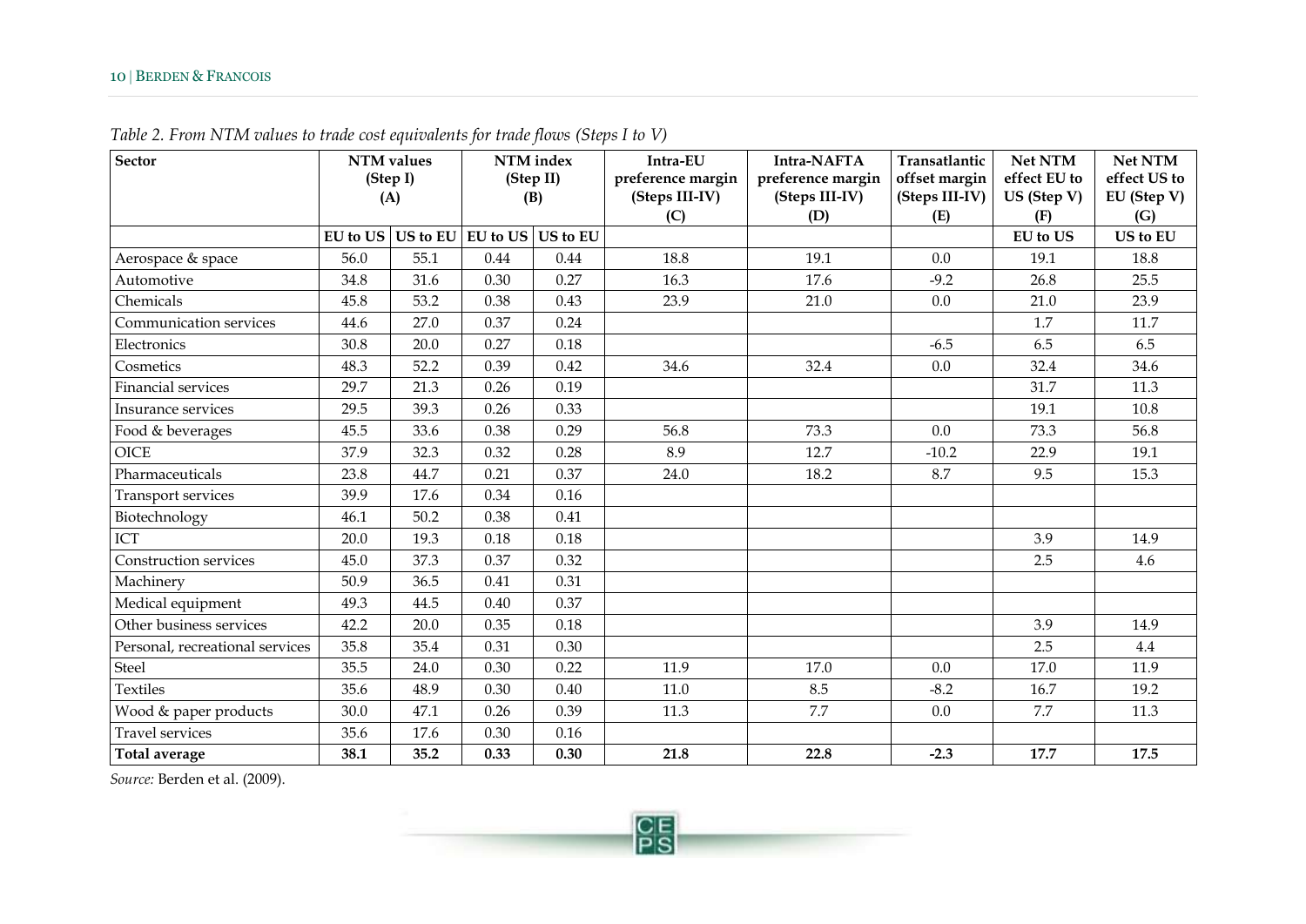*Table 2. From NTM values to trade cost equivalents for trade flows (Steps I to V)*

| Sector | NTM values (Step I) (A) | | NTM index (Step II) (B) | | Intra-EU preference margin (Steps III-IV) (C) | Intra-NAFTA preference margin (Steps III-IV) (D) | Transatlantic offset margin (Steps III-IV) (E) | Net NTM effect EU to US (Step V) (F) | Net NTM effect US to EU (Step V) (G) |
|---|---|---|---|---|---|---|---|---|---|
| | EU to US | US to EU | EU to US | US to EU | | | | EU to US | US to EU |
| Aerospace & space | 56.0 | 55.1 | 0.44 | 0.44 | 18.8 | 19.1 | 0.0 | 19.1 | 18.8 |
| Automotive | 34.8 | 31.6 | 0.30 | 0.27 | 16.3 | 17.6 | -9.2 | 26.8 | 25.5 |
| Chemicals | 45.8 | 53.2 | 0.38 | 0.43 | 23.9 | 21.0 | 0.0 | 21.0 | 23.9 |
| Communication services | 44.6 | 27.0 | 0.37 | 0.24 | | | | 1.7 | 11.7 |
| Electronics | 30.8 | 20.0 | 0.27 | 0.18 | | | -6.5 | 6.5 | 6.5 |
| Cosmetics | 48.3 | 52.2 | 0.39 | 0.42 | 34.6 | 32.4 | 0.0 | 32.4 | 34.6 |
| Financial services | 29.7 | 21.3 | 0.26 | 0.19 | | | | 31.7 | 11.3 |
| Insurance services | 29.5 | 39.3 | 0.26 | 0.33 | | | | 19.1 | 10.8 |
| Food & beverages | 45.5 | 33.6 | 0.38 | 0.29 | 56.8 | 73.3 | 0.0 | 73.3 | 56.8 |
| OICE | 37.9 | 32.3 | 0.32 | 0.28 | 8.9 | 12.7 | -10.2 | 22.9 | 19.1 |
| Pharmaceuticals | 23.8 | 44.7 | 0.21 | 0.37 | 24.0 | 18.2 | 8.7 | 9.5 | 15.3 |
| Transport services | 39.9 | 17.6 | 0.34 | 0.16 | | | | | |
| Biotechnology | 46.1 | 50.2 | 0.38 | 0.41 | | | | | |
| ICT | 20.0 | 19.3 | 0.18 | 0.18 | | | | 3.9 | 14.9 |
| Construction services | 45.0 | 37.3 | 0.37 | 0.32 | | | | 2.5 | 4.6 |
| Machinery | 50.9 | 36.5 | 0.41 | 0.31 | | | | | |
| Medical equipment | 49.3 | 44.5 | 0.40 | 0.37 | | | | | |
| Other business services | 42.2 | 20.0 | 0.35 | 0.18 | | | | 3.9 | 14.9 |
| Personal, recreational services | 35.8 | 35.4 | 0.31 | 0.30 | | | | 2.5 | 4.4 |
| Steel | 35.5 | 24.0 | 0.30 | 0.22 | 11.9 | 17.0 | 0.0 | 17.0 | 11.9 |
| Textiles | 35.6 | 48.9 | 0.30 | 0.40 | 11.0 | 8.5 | -8.2 | 16.7 | 19.2 |
| Wood & paper products | 30.0 | 47.1 | 0.26 | 0.39 | 11.3 | 7.7 | 0.0 | 7.7 | 11.3 |
| Travel services | 35.6 | 17.6 | 0.30 | 0.16 | | | | | |
| **Total average** | **38.1** | **35.2** | **0.33** | **0.30** | **21.8** | **22.8** | **-2.3** | **17.7** | **17.5** |

*Source:* Berden et al. (2009).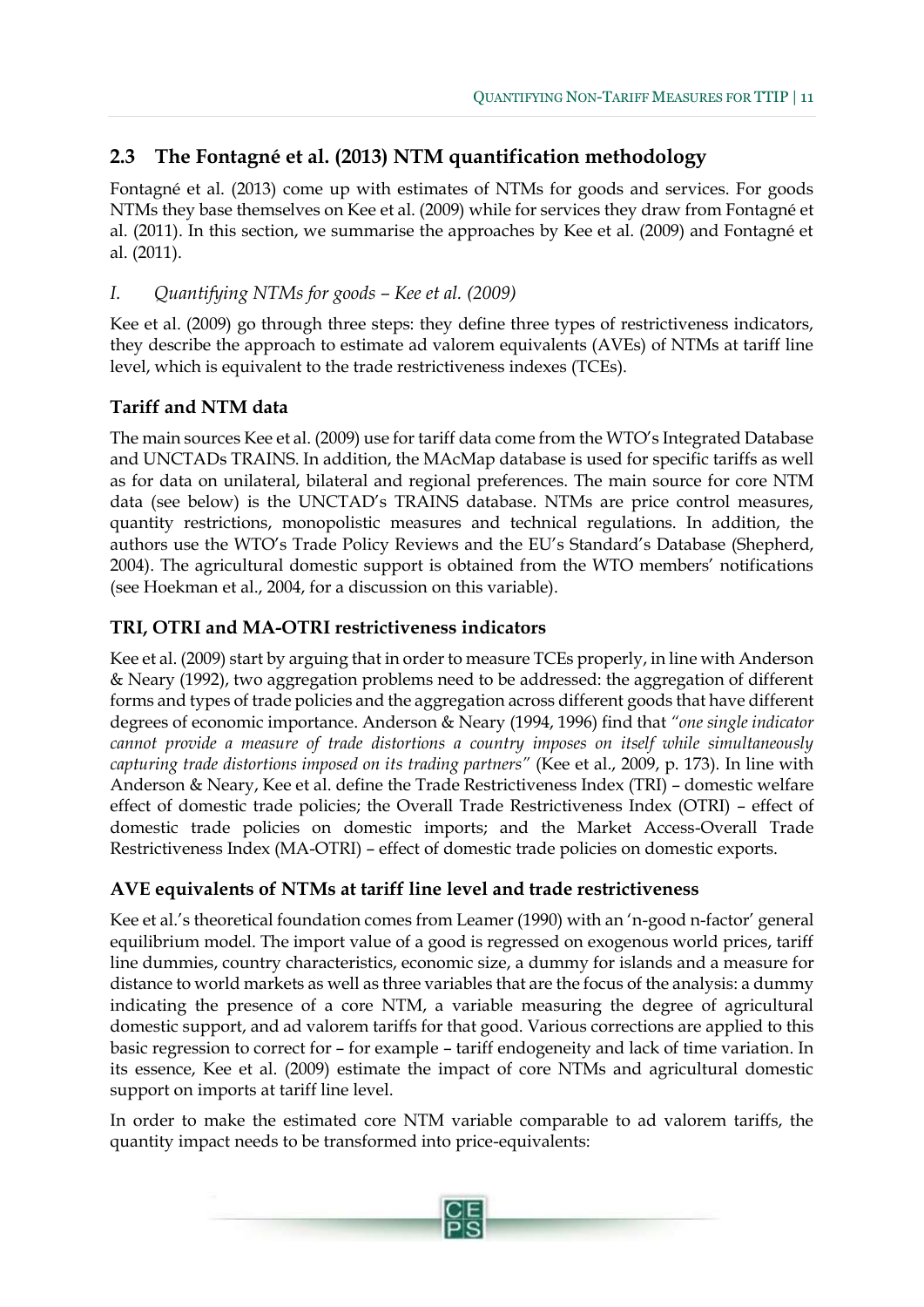## 2.3 The Fontagné et al. (2013) NTM quantification methodology

Fontagné et al. (2013) come up with estimates of NTMs for goods and services. For goods NTMs they base themselves on Kee et al. (2009) while for services they draw from Fontagné et al. (2011). In this section, we summarise the approaches by Kee et al. (2009) and Fontagné et al. (2011).

*I. Quantifying NTMs for goods – Kee et al. (2009)*

Kee et al. (2009) go through three steps: they define three types of restrictiveness indicators, they describe the approach to estimate ad valorem equivalents (AVEs) of NTMs at tariff line level, which is equivalent to the trade restrictiveness indexes (TCEs).

### Tariff and NTM data

The main sources Kee et al. (2009) use for tariff data come from the WTO's Integrated Database and UNCTADs TRAINS. In addition, the MAcMap database is used for specific tariffs as well as for data on unilateral, bilateral and regional preferences. The main source for core NTM data (see below) is the UNCTAD's TRAINS database. NTMs are price control measures, quantity restrictions, monopolistic measures and technical regulations. In addition, the authors use the WTO's Trade Policy Reviews and the EU's Standard's Database (Shepherd, 2004). The agricultural domestic support is obtained from the WTO members' notifications (see Hoekman et al., 2004, for a discussion on this variable).

### TRI, OTRI and MA-OTRI restrictiveness indicators

Kee et al. (2009) start by arguing that in order to measure TCEs properly, in line with Anderson & Neary (1992), two aggregation problems need to be addressed: the aggregation of different forms and types of trade policies and the aggregation across different goods that have different degrees of economic importance. Anderson & Neary (1994, 1996) find that *"one single indicator cannot provide a measure of trade distortions a country imposes on itself while simultaneously capturing trade distortions imposed on its trading partners"* (Kee et al., 2009, p. 173). In line with Anderson & Neary, Kee et al. define the Trade Restrictiveness Index (TRI) – domestic welfare effect of domestic trade policies; the Overall Trade Restrictiveness Index (OTRI) – effect of domestic trade policies on domestic imports; and the Market Access-Overall Trade Restrictiveness Index (MA-OTRI) – effect of domestic trade policies on domestic exports.

### AVE equivalents of NTMs at tariff line level and trade restrictiveness

Kee et al.'s theoretical foundation comes from Leamer (1990) with an 'n-good n-factor' general equilibrium model. The import value of a good is regressed on exogenous world prices, tariff line dummies, country characteristics, economic size, a dummy for islands and a measure for distance to world markets as well as three variables that are the focus of the analysis: a dummy indicating the presence of a core NTM, a variable measuring the degree of agricultural domestic support, and ad valorem tariffs for that good. Various corrections are applied to this basic regression to correct for – for example – tariff endogeneity and lack of time variation. In its essence, Kee et al. (2009) estimate the impact of core NTMs and agricultural domestic support on imports at tariff line level.

In order to make the estimated core NTM variable comparable to ad valorem tariffs, the quantity impact needs to be transformed into price-equivalents: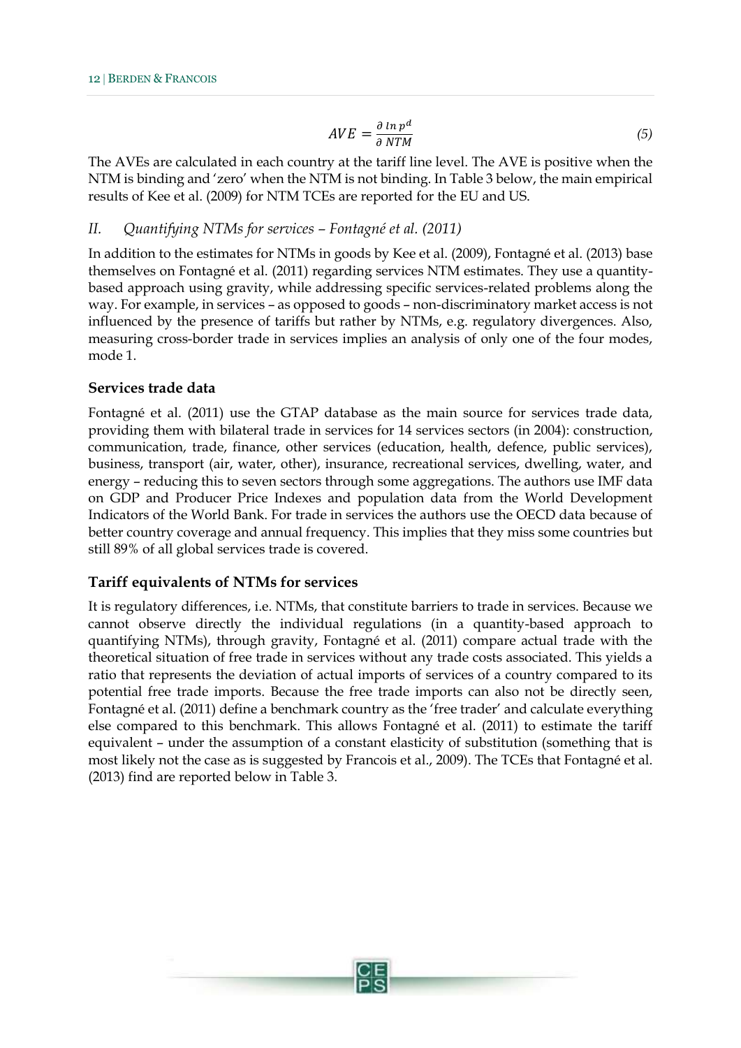$$AVE = \frac{\partial \ln p^d}{\partial \, NTM} \tag{5}$$

The AVEs are calculated in each country at the tariff line level. The AVE is positive when the NTM is binding and 'zero' when the NTM is not binding. In Table 3 below, the main empirical results of Kee et al. (2009) for NTM TCEs are reported for the EU and US.

### *II. Quantifying NTMs for services – Fontagné et al. (2011)*

In addition to the estimates for NTMs in goods by Kee et al. (2009), Fontagné et al. (2013) base themselves on Fontagné et al. (2011) regarding services NTM estimates. They use a quantity-based approach using gravity, while addressing specific services-related problems along the way. For example, in services – as opposed to goods – non-discriminatory market access is not influenced by the presence of tariffs but rather by NTMs, e.g. regulatory divergences. Also, measuring cross-border trade in services implies an analysis of only one of the four modes, mode 1.

#### Services trade data

Fontagné et al. (2011) use the GTAP database as the main source for services trade data, providing them with bilateral trade in services for 14 services sectors (in 2004): construction, communication, trade, finance, other services (education, health, defence, public services), business, transport (air, water, other), insurance, recreational services, dwelling, water, and energy – reducing this to seven sectors through some aggregations. The authors use IMF data on GDP and Producer Price Indexes and population data from the World Development Indicators of the World Bank. For trade in services the authors use the OECD data because of better country coverage and annual frequency. This implies that they miss some countries but still 89% of all global services trade is covered.

#### Tariff equivalents of NTMs for services

It is regulatory differences, i.e. NTMs, that constitute barriers to trade in services. Because we cannot observe directly the individual regulations (in a quantity-based approach to quantifying NTMs), through gravity, Fontagné et al. (2011) compare actual trade with the theoretical situation of free trade in services without any trade costs associated. This yields a ratio that represents the deviation of actual imports of services of a country compared to its potential free trade imports. Because the free trade imports can also not be directly seen, Fontagné et al. (2011) define a benchmark country as the 'free trader' and calculate everything else compared to this benchmark. This allows Fontagné et al. (2011) to estimate the tariff equivalent – under the assumption of a constant elasticity of substitution (something that is most likely not the case as is suggested by Francois et al., 2009). The TCEs that Fontagné et al. (2013) find are reported below in Table 3.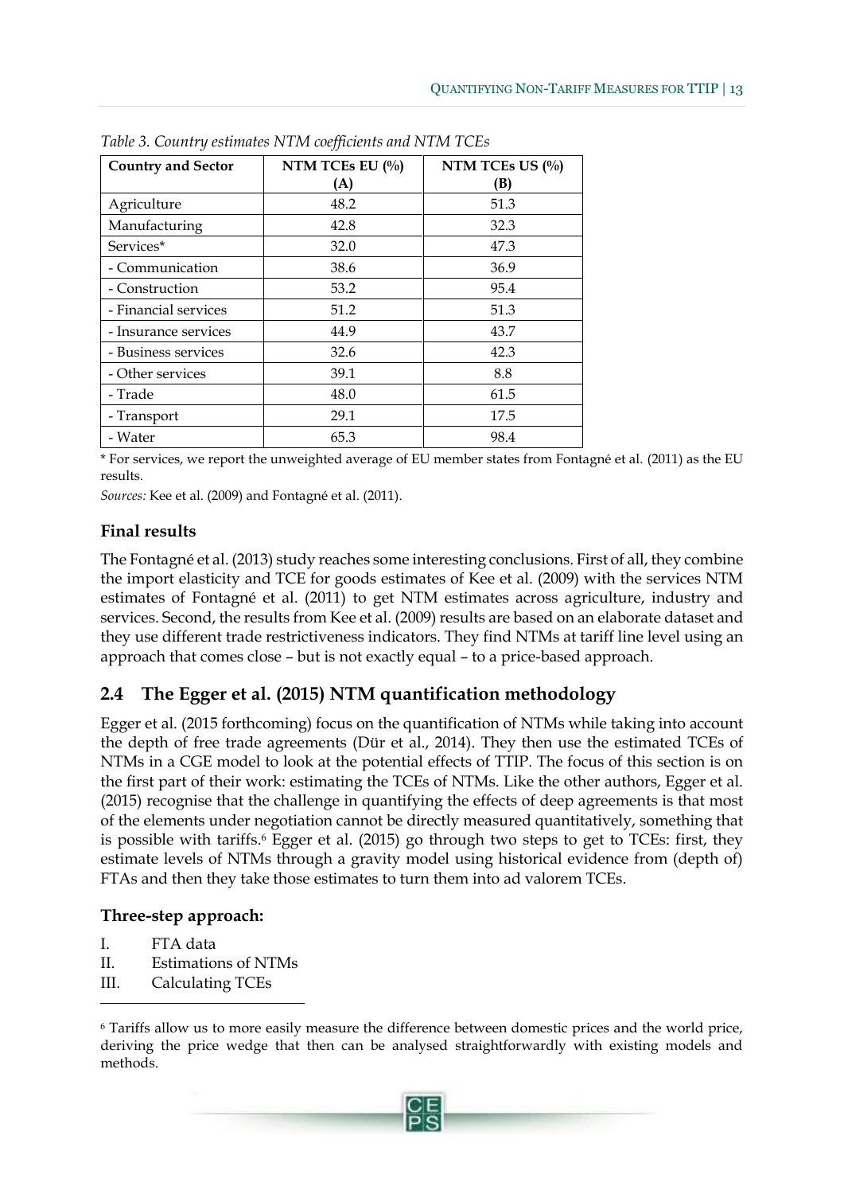*Table 3. Country estimates NTM coefficients and NTM TCEs*

| Country and Sector | NTM TCEs EU (%) (A) | NTM TCEs US (%) (B) |
|---|---|---|
| Agriculture | 48.2 | 51.3 |
| Manufacturing | 42.8 | 32.3 |
| Services* | 32.0 | 47.3 |
| - Communication | 38.6 | 36.9 |
| - Construction | 53.2 | 95.4 |
| - Financial services | 51.2 | 51.3 |
| - Insurance services | 44.9 | 43.7 |
| - Business services | 32.6 | 42.3 |
| - Other services | 39.1 | 8.8 |
| - Trade | 48.0 | 61.5 |
| - Transport | 29.1 | 17.5 |
| - Water | 65.3 | 98.4 |

* For services, we report the unweighted average of EU member states from Fontagné et al. (2011) as the EU results.

*Sources:* Kee et al. (2009) and Fontagné et al. (2011).

### Final results

The Fontagné et al. (2013) study reaches some interesting conclusions. First of all, they combine the import elasticity and TCE for goods estimates of Kee et al. (2009) with the services NTM estimates of Fontagné et al. (2011) to get NTM estimates across agriculture, industry and services. Second, the results from Kee et al. (2009) results are based on an elaborate dataset and they use different trade restrictiveness indicators. They find NTMs at tariff line level using an approach that comes close – but is not exactly equal – to a price-based approach.

## 2.4 The Egger et al. (2015) NTM quantification methodology

Egger et al. (2015 forthcoming) focus on the quantification of NTMs while taking into account the depth of free trade agreements (Dür et al., 2014). They then use the estimated TCEs of NTMs in a CGE model to look at the potential effects of TTIP. The focus of this section is on the first part of their work: estimating the TCEs of NTMs. Like the other authors, Egger et al. (2015) recognise that the challenge in quantifying the effects of deep agreements is that most of the elements under negotiation cannot be directly measured quantitatively, something that is possible with tariffs.[6] Egger et al. (2015) go through two steps to get to TCEs: first, they estimate levels of NTMs through a gravity model using historical evidence from (depth of) FTAs and then they take those estimates to turn them into ad valorem TCEs.

### Three-step approach:

I. FTA data
II. Estimations of NTMs
III. Calculating TCEs

[6] Tariffs allow us to more easily measure the difference between domestic prices and the world price, deriving the price wedge that then can be analysed straightforwardly with existing models and methods.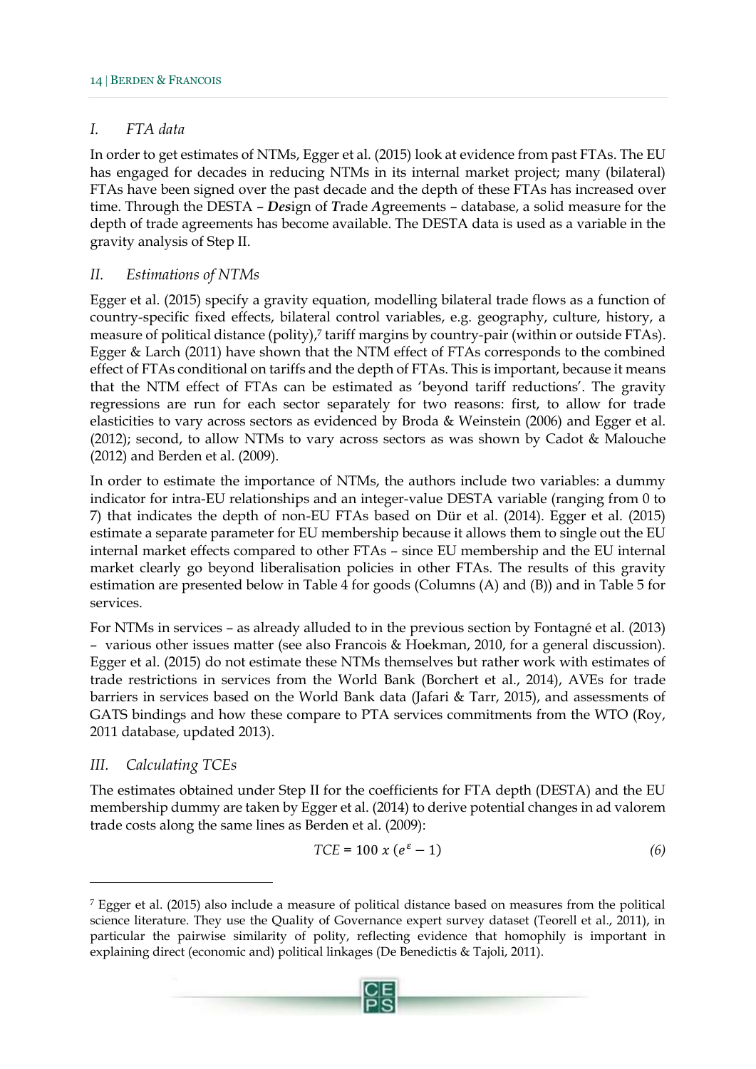### *I. FTA data*

In order to get estimates of NTMs, Egger et al. (2015) look at evidence from past FTAs. The EU has engaged for decades in reducing NTMs in its internal market project; many (bilateral) FTAs have been signed over the past decade and the depth of these FTAs has increased over time. Through the DESTA – ***Des****ign of* ***T****rade* ***A****greements* – database, a solid measure for the depth of trade agreements has become available. The DESTA data is used as a variable in the gravity analysis of Step II.

### *II. Estimations of NTMs*

Egger et al. (2015) specify a gravity equation, modelling bilateral trade flows as a function of country-specific fixed effects, bilateral control variables, e.g. geography, culture, history, a measure of political distance (polity),[7] tariff margins by country-pair (within or outside FTAs). Egger & Larch (2011) have shown that the NTM effect of FTAs corresponds to the combined effect of FTAs conditional on tariffs and the depth of FTAs. This is important, because it means that the NTM effect of FTAs can be estimated as 'beyond tariff reductions'. The gravity regressions are run for each sector separately for two reasons: first, to allow for trade elasticities to vary across sectors as evidenced by Broda & Weinstein (2006) and Egger et al. (2012); second, to allow NTMs to vary across sectors as was shown by Cadot & Malouche (2012) and Berden et al. (2009).

In order to estimate the importance of NTMs, the authors include two variables: a dummy indicator for intra-EU relationships and an integer-value DESTA variable (ranging from 0 to 7) that indicates the depth of non-EU FTAs based on Dür et al. (2014). Egger et al. (2015) estimate a separate parameter for EU membership because it allows them to single out the EU internal market effects compared to other FTAs – since EU membership and the EU internal market clearly go beyond liberalisation policies in other FTAs. The results of this gravity estimation are presented below in Table 4 for goods (Columns (A) and (B)) and in Table 5 for services.

For NTMs in services – as already alluded to in the previous section by Fontagné et al. (2013) – various other issues matter (see also Francois & Hoekman, 2010, for a general discussion). Egger et al. (2015) do not estimate these NTMs themselves but rather work with estimates of trade restrictions in services from the World Bank (Borchert et al., 2014), AVEs for trade barriers in services based on the World Bank data (Jafari & Tarr, 2015), and assessments of GATS bindings and how these compare to PTA services commitments from the WTO (Roy, 2011 database, updated 2013).

### *III. Calculating TCEs*

The estimates obtained under Step II for the coefficients for FTA depth (DESTA) and the EU membership dummy are taken by Egger et al. (2014) to derive potential changes in ad valorem trade costs along the same lines as Berden et al. (2009):

$$TCE = 100 \; x \; (e^{\varepsilon} - 1) \tag{6}$$

---

[7] Egger et al. (2015) also include a measure of political distance based on measures from the political science literature. They use the Quality of Governance expert survey dataset (Teorell et al., 2011), in particular the pairwise similarity of polity, reflecting evidence that homophily is important in explaining direct (economic and) political linkages (De Benedictis & Tajoli, 2011).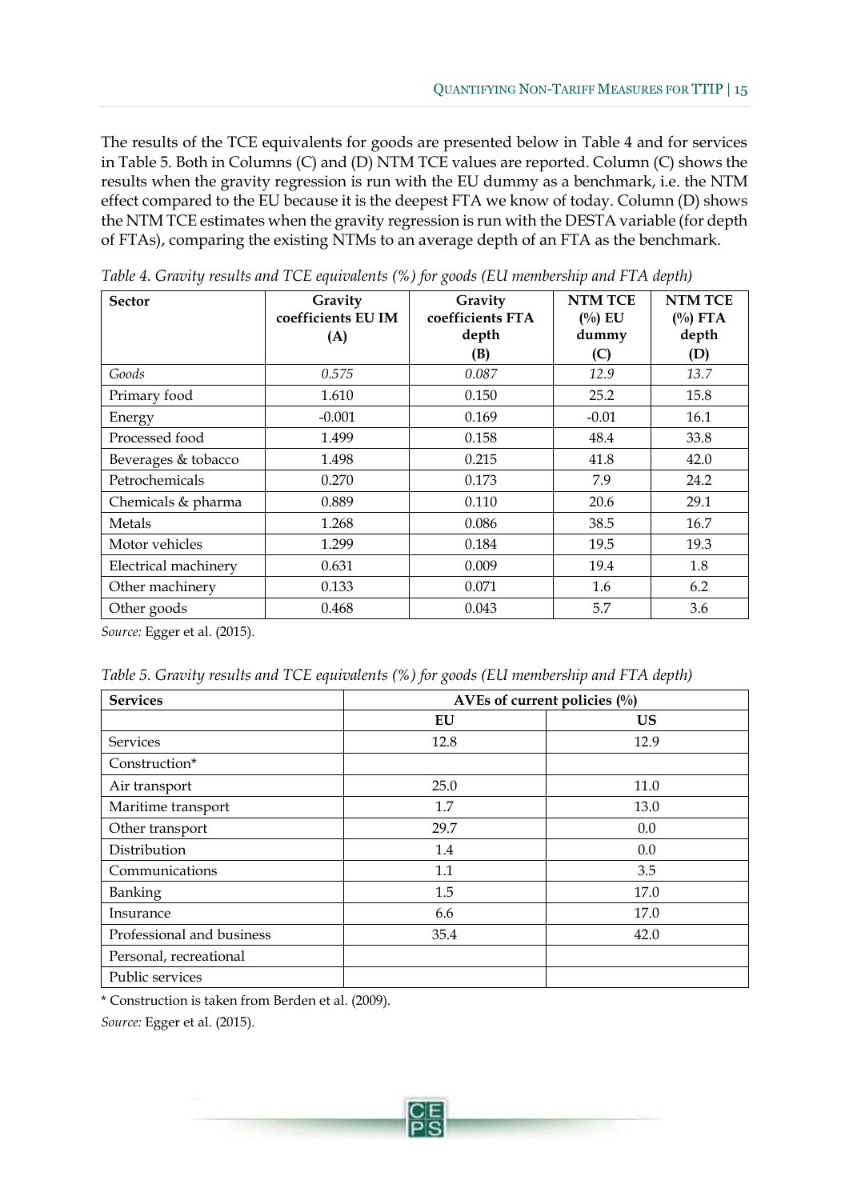The results of the TCE equivalents for goods are presented below in Table 4 and for services in Table 5. Both in Columns (C) and (D) NTM TCE values are reported. Column (C) shows the results when the gravity regression is run with the EU dummy as a benchmark, i.e. the NTM effect compared to the EU because it is the deepest FTA we know of today. Column (D) shows the NTM TCE estimates when the gravity regression is run with the DESTA variable (for depth of FTAs), comparing the existing NTMs to an average depth of an FTA as the benchmark.

*Table 4. Gravity results and TCE equivalents (%) for goods (EU membership and FTA depth)*

| Sector | Gravity coefficients EU IM (A) | Gravity coefficients FTA depth (B) | NTM TCE (%) EU dummy (C) | NTM TCE (%) FTA depth (D) |
|---|---|---|---|---|
| *Goods* | *0.575* | *0.087* | *12.9* | *13.7* |
| Primary food | 1.610 | 0.150 | 25.2 | 15.8 |
| Energy | -0.001 | 0.169 | -0.01 | 16.1 |
| Processed food | 1.499 | 0.158 | 48.4 | 33.8 |
| Beverages & tobacco | 1.498 | 0.215 | 41.8 | 42.0 |
| Petrochemicals | 0.270 | 0.173 | 7.9 | 24.2 |
| Chemicals & pharma | 0.889 | 0.110 | 20.6 | 29.1 |
| Metals | 1.268 | 0.086 | 38.5 | 16.7 |
| Motor vehicles | 1.299 | 0.184 | 19.5 | 19.3 |
| Electrical machinery | 0.631 | 0.009 | 19.4 | 1.8 |
| Other machinery | 0.133 | 0.071 | 1.6 | 6.2 |
| Other goods | 0.468 | 0.043 | 5.7 | 3.6 |

*Source:* Egger et al. (2015).

*Table 5. Gravity results and TCE equivalents (%) for goods (EU membership and FTA depth)*

| Services | AVEs of current policies (%) | |
|---|---|---|
| | EU | US |
| Services | 12.8 | 12.9 |
| Construction* | | |
| Air transport | 25.0 | 11.0 |
| Maritime transport | 1.7 | 13.0 |
| Other transport | 29.7 | 0.0 |
| Distribution | 1.4 | 0.0 |
| Communications | 1.1 | 3.5 |
| Banking | 1.5 | 17.0 |
| Insurance | 6.6 | 17.0 |
| Professional and business | 35.4 | 42.0 |
| Personal, recreational | | |
| Public services | | |

\* Construction is taken from Berden et al. (2009).

*Source:* Egger et al. (2015).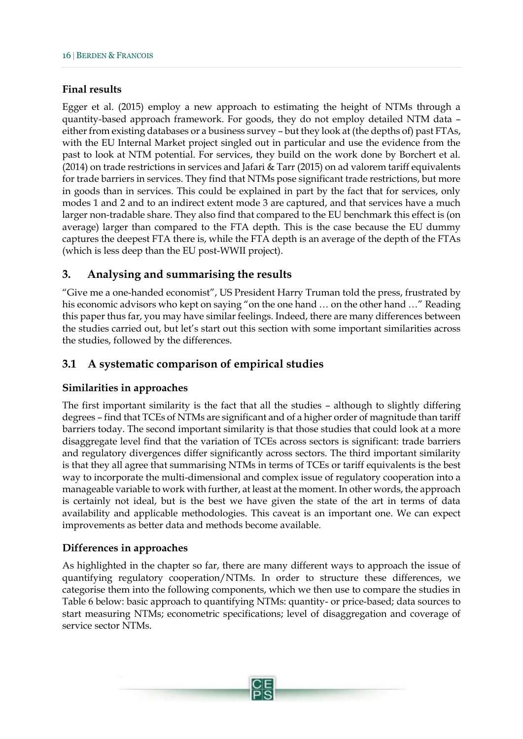#### Final results

Egger et al. (2015) employ a new approach to estimating the height of NTMs through a quantity-based approach framework. For goods, they do not employ detailed NTM data – either from existing databases or a business survey – but they look at (the depths of) past FTAs, with the EU Internal Market project singled out in particular and use the evidence from the past to look at NTM potential. For services, they build on the work done by Borchert et al. (2014) on trade restrictions in services and Jafari & Tarr (2015) on ad valorem tariff equivalents for trade barriers in services. They find that NTMs pose significant trade restrictions, but more in goods than in services. This could be explained in part by the fact that for services, only modes 1 and 2 and to an indirect extent mode 3 are captured, and that services have a much larger non-tradable share. They also find that compared to the EU benchmark this effect is (on average) larger than compared to the FTA depth. This is the case because the EU dummy captures the deepest FTA there is, while the FTA depth is an average of the depth of the FTAs (which is less deep than the EU post-WWII project).

## 3. Analysing and summarising the results

"Give me a one-handed economist", US President Harry Truman told the press, frustrated by his economic advisors who kept on saying "on the one hand … on the other hand …" Reading this paper thus far, you may have similar feelings. Indeed, there are many differences between the studies carried out, but let's start out this section with some important similarities across the studies, followed by the differences.

### 3.1 A systematic comparison of empirical studies

#### Similarities in approaches

The first important similarity is the fact that all the studies – although to slightly differing degrees – find that TCEs of NTMs are significant and of a higher order of magnitude than tariff barriers today. The second important similarity is that those studies that could look at a more disaggregate level find that the variation of TCEs across sectors is significant: trade barriers and regulatory divergences differ significantly across sectors. The third important similarity is that they all agree that summarising NTMs in terms of TCEs or tariff equivalents is the best way to incorporate the multi-dimensional and complex issue of regulatory cooperation into a manageable variable to work with further, at least at the moment. In other words, the approach is certainly not ideal, but is the best we have given the state of the art in terms of data availability and applicable methodologies. This caveat is an important one. We can expect improvements as better data and methods become available.

#### Differences in approaches

As highlighted in the chapter so far, there are many different ways to approach the issue of quantifying regulatory cooperation/NTMs. In order to structure these differences, we categorise them into the following components, which we then use to compare the studies in Table 6 below: basic approach to quantifying NTMs: quantity- or price-based; data sources to start measuring NTMs; econometric specifications; level of disaggregation and coverage of service sector NTMs.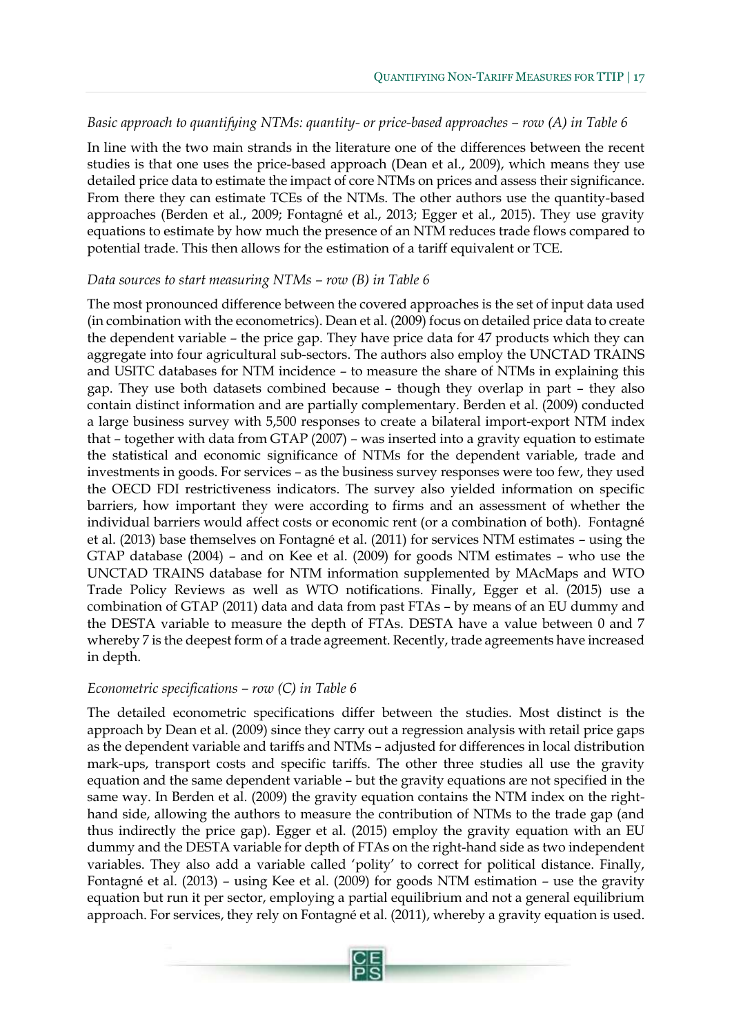*Basic approach to quantifying NTMs: quantity- or price-based approaches – row (A) in Table 6*

In line with the two main strands in the literature one of the differences between the recent studies is that one uses the price-based approach (Dean et al., 2009), which means they use detailed price data to estimate the impact of core NTMs on prices and assess their significance. From there they can estimate TCEs of the NTMs. The other authors use the quantity-based approaches (Berden et al., 2009; Fontagné et al., 2013; Egger et al., 2015). They use gravity equations to estimate by how much the presence of an NTM reduces trade flows compared to potential trade. This then allows for the estimation of a tariff equivalent or TCE.

*Data sources to start measuring NTMs – row (B) in Table 6*

The most pronounced difference between the covered approaches is the set of input data used (in combination with the econometrics). Dean et al. (2009) focus on detailed price data to create the dependent variable – the price gap. They have price data for 47 products which they can aggregate into four agricultural sub-sectors. The authors also employ the UNCTAD TRAINS and USITC databases for NTM incidence – to measure the share of NTMs in explaining this gap. They use both datasets combined because – though they overlap in part – they also contain distinct information and are partially complementary. Berden et al. (2009) conducted a large business survey with 5,500 responses to create a bilateral import-export NTM index that – together with data from GTAP (2007) – was inserted into a gravity equation to estimate the statistical and economic significance of NTMs for the dependent variable, trade and investments in goods. For services – as the business survey responses were too few, they used the OECD FDI restrictiveness indicators. The survey also yielded information on specific barriers, how important they were according to firms and an assessment of whether the individual barriers would affect costs or economic rent (or a combination of both). Fontagné et al. (2013) base themselves on Fontagné et al. (2011) for services NTM estimates – using the GTAP database (2004) – and on Kee et al. (2009) for goods NTM estimates – who use the UNCTAD TRAINS database for NTM information supplemented by MAcMaps and WTO Trade Policy Reviews as well as WTO notifications. Finally, Egger et al. (2015) use a combination of GTAP (2011) data and data from past FTAs – by means of an EU dummy and the DESTA variable to measure the depth of FTAs. DESTA have a value between 0 and 7 whereby 7 is the deepest form of a trade agreement. Recently, trade agreements have increased in depth.

*Econometric specifications – row (C) in Table 6*

The detailed econometric specifications differ between the studies. Most distinct is the approach by Dean et al. (2009) since they carry out a regression analysis with retail price gaps as the dependent variable and tariffs and NTMs – adjusted for differences in local distribution mark-ups, transport costs and specific tariffs. The other three studies all use the gravity equation and the same dependent variable – but the gravity equations are not specified in the same way. In Berden et al. (2009) the gravity equation contains the NTM index on the right-hand side, allowing the authors to measure the contribution of NTMs to the trade gap (and thus indirectly the price gap). Egger et al. (2015) employ the gravity equation with an EU dummy and the DESTA variable for depth of FTAs on the right-hand side as two independent variables. They also add a variable called 'polity' to correct for political distance. Finally, Fontagné et al. (2013) – using Kee et al. (2009) for goods NTM estimation – use the gravity equation but run it per sector, employing a partial equilibrium and not a general equilibrium approach. For services, they rely on Fontagné et al. (2011), whereby a gravity equation is used.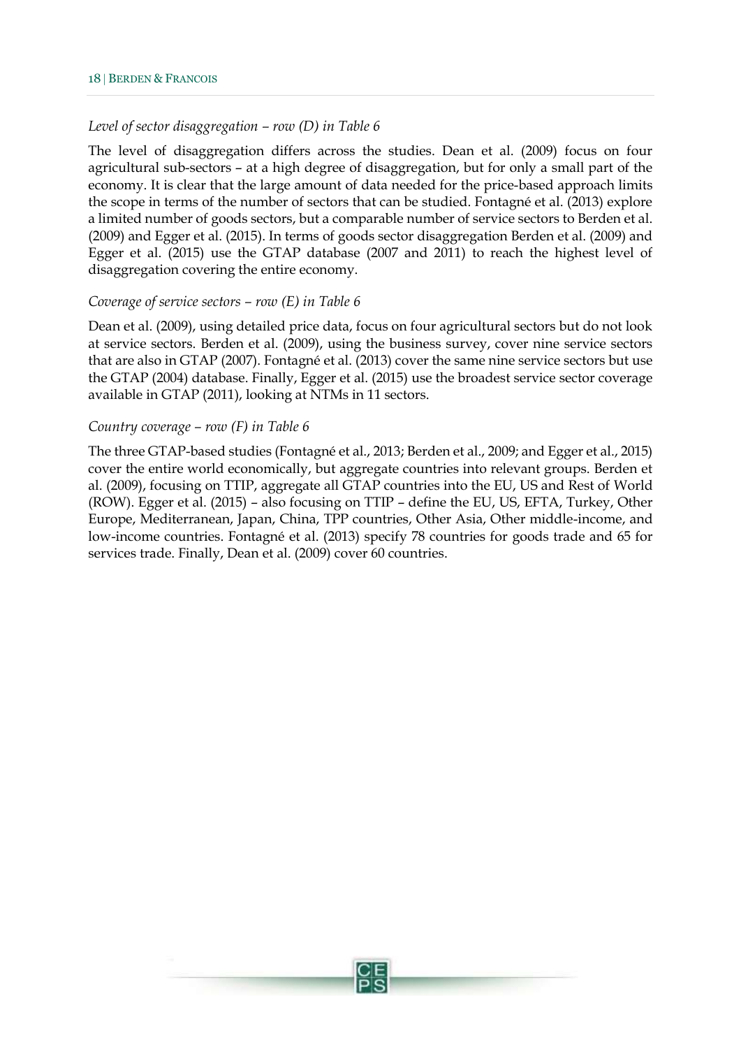*Level of sector disaggregation – row (D) in Table 6*

The level of disaggregation differs across the studies. Dean et al. (2009) focus on four agricultural sub-sectors – at a high degree of disaggregation, but for only a small part of the economy. It is clear that the large amount of data needed for the price-based approach limits the scope in terms of the number of sectors that can be studied. Fontagné et al. (2013) explore a limited number of goods sectors, but a comparable number of service sectors to Berden et al. (2009) and Egger et al. (2015). In terms of goods sector disaggregation Berden et al. (2009) and Egger et al. (2015) use the GTAP database (2007 and 2011) to reach the highest level of disaggregation covering the entire economy.

*Coverage of service sectors – row (E) in Table 6*

Dean et al. (2009), using detailed price data, focus on four agricultural sectors but do not look at service sectors. Berden et al. (2009), using the business survey, cover nine service sectors that are also in GTAP (2007). Fontagné et al. (2013) cover the same nine service sectors but use the GTAP (2004) database. Finally, Egger et al. (2015) use the broadest service sector coverage available in GTAP (2011), looking at NTMs in 11 sectors.

*Country coverage – row (F) in Table 6*

The three GTAP-based studies (Fontagné et al., 2013; Berden et al., 2009; and Egger et al., 2015) cover the entire world economically, but aggregate countries into relevant groups. Berden et al. (2009), focusing on TTIP, aggregate all GTAP countries into the EU, US and Rest of World (ROW). Egger et al. (2015) – also focusing on TTIP – define the EU, US, EFTA, Turkey, Other Europe, Mediterranean, Japan, China, TPP countries, Other Asia, Other middle-income, and low-income countries. Fontagné et al. (2013) specify 78 countries for goods trade and 65 for services trade. Finally, Dean et al. (2009) cover 60 countries.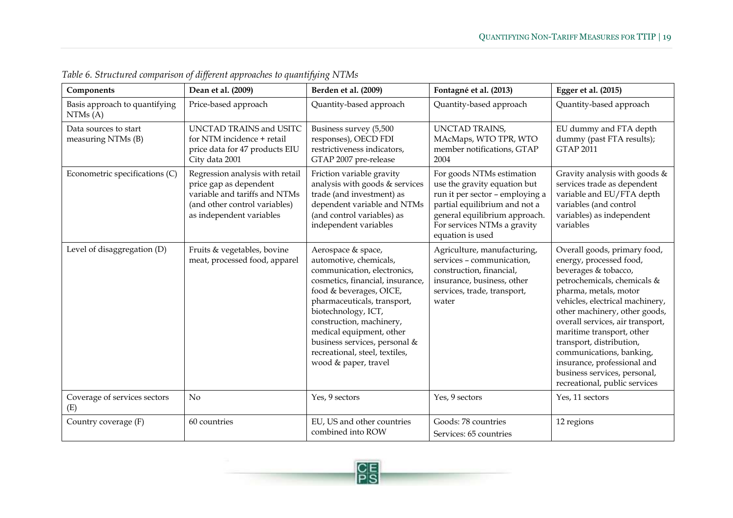*Table 6. Structured comparison of different approaches to quantifying NTMs*

| Components | Dean et al. (2009) | Berden et al. (2009) | Fontagné et al. (2013) | Egger et al. (2015) |
|---|---|---|---|---|
| Basis approach to quantifying NTMs (A) | Price-based approach | Quantity-based approach | Quantity-based approach | Quantity-based approach |
| Data sources to start measuring NTMs (B) | UNCTAD TRAINS and USITC for NTM incidence + retail price data for 47 products EIU City data 2001 | Business survey (5,500 responses), OECD FDI restrictiveness indicators, GTAP 2007 pre-release | UNCTAD TRAINS, MAcMaps, WTO TPR, WTO member notifications, GTAP 2004 | EU dummy and FTA depth dummy (past FTA results); GTAP 2011 |
| Econometric specifications (C) | Regression analysis with retail price gap as dependent variable and tariffs and NTMs (and other control variables) as independent variables | Friction variable gravity analysis with goods & services trade (and investment) as dependent variable and NTMs (and control variables) as independent variables | For goods NTMs estimation use the gravity equation but run it per sector – employing a partial equilibrium and not a general equilibrium approach. For services NTMs a gravity equation is used | Gravity analysis with goods & services trade as dependent variable and EU/FTA depth variables (and control variables) as independent variables |
| Level of disaggregation (D) | Fruits & vegetables, bovine meat, processed food, apparel | Aerospace & space, automotive, chemicals, communication, electronics, cosmetics, financial, insurance, food & beverages, OICE, pharmaceuticals, transport, biotechnology, ICT, construction, machinery, medical equipment, other business services, personal & recreational, steel, textiles, wood & paper, travel | Agriculture, manufacturing, services – communication, construction, financial, insurance, business, other services, trade, transport, water | Overall goods, primary food, energy, processed food, beverages & tobacco, petrochemicals, chemicals & pharma, metals, motor vehicles, electrical machinery, other machinery, other goods, overall services, air transport, maritime transport, other transport, distribution, communications, banking, insurance, professional and business services, personal, recreational, public services |
| Coverage of services sectors (E) | No | Yes, 9 sectors | Yes, 9 sectors | Yes, 11 sectors |
| Country coverage (F) | 60 countries | EU, US and other countries combined into ROW | Goods: 78 countries<br>Services: 65 countries | 12 regions |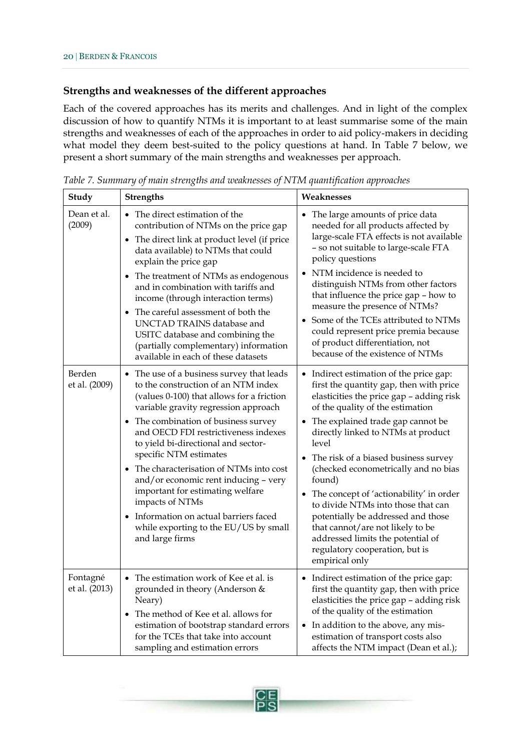### Strengths and weaknesses of the different approaches

Each of the covered approaches has its merits and challenges. And in light of the complex discussion of how to quantify NTMs it is important to at least summarise some of the main strengths and weaknesses of each of the approaches in order to aid policy-makers in deciding what model they deem best-suited to the policy questions at hand. In Table 7 below, we present a short summary of the main strengths and weaknesses per approach.

*Table 7. Summary of main strengths and weaknesses of NTM quantification approaches*

| Study | Strengths | Weaknesses |
|---|---|---|
| Dean et al. (2009) | • The direct estimation of the contribution of NTMs on the price gap<br>• The direct link at product level (if price data available) to NTMs that could explain the price gap<br>• The treatment of NTMs as endogenous and in combination with tariffs and income (through interaction terms)<br>• The careful assessment of both the UNCTAD TRAINS database and USITC database and combining the (partially complementary) information available in each of these datasets | • The large amounts of price data needed for all products affected by large-scale FTA effects is not available – so not suitable to large-scale FTA policy questions<br>• NTM incidence is needed to distinguish NTMs from other factors that influence the price gap – how to measure the presence of NTMs?<br>• Some of the TCEs attributed to NTMs could represent price premia because of product differentiation, not because of the existence of NTMs |
| Berden et al. (2009) | • The use of a business survey that leads to the construction of an NTM index (values 0-100) that allows for a friction variable gravity regression approach<br>• The combination of business survey and OECD FDI restrictiveness indexes to yield bi-directional and sector-specific NTM estimates<br>• The characterisation of NTMs into cost and/or economic rent inducing – very important for estimating welfare impacts of NTMs<br>• Information on actual barriers faced while exporting to the EU/US by small and large firms | • Indirect estimation of the price gap: first the quantity gap, then with price elasticities the price gap – adding risk of the quality of the estimation<br>• The explained trade gap cannot be directly linked to NTMs at product level<br>• The risk of a biased business survey (checked econometrically and no bias found)<br>• The concept of 'actionability' in order to divide NTMs into those that can potentially be addressed and those that cannot/are not likely to be addressed limits the potential of regulatory cooperation, but is empirical only |
| Fontagné et al. (2013) | • The estimation work of Kee et al. is grounded in theory (Anderson & Neary)<br>• The method of Kee et al. allows for estimation of bootstrap standard errors for the TCEs that take into account sampling and estimation errors | • Indirect estimation of the price gap: first the quantity gap, then with price elasticities the price gap – adding risk of the quality of the estimation<br>• In addition to the above, any mis-estimation of transport costs also affects the NTM impact (Dean et al.); |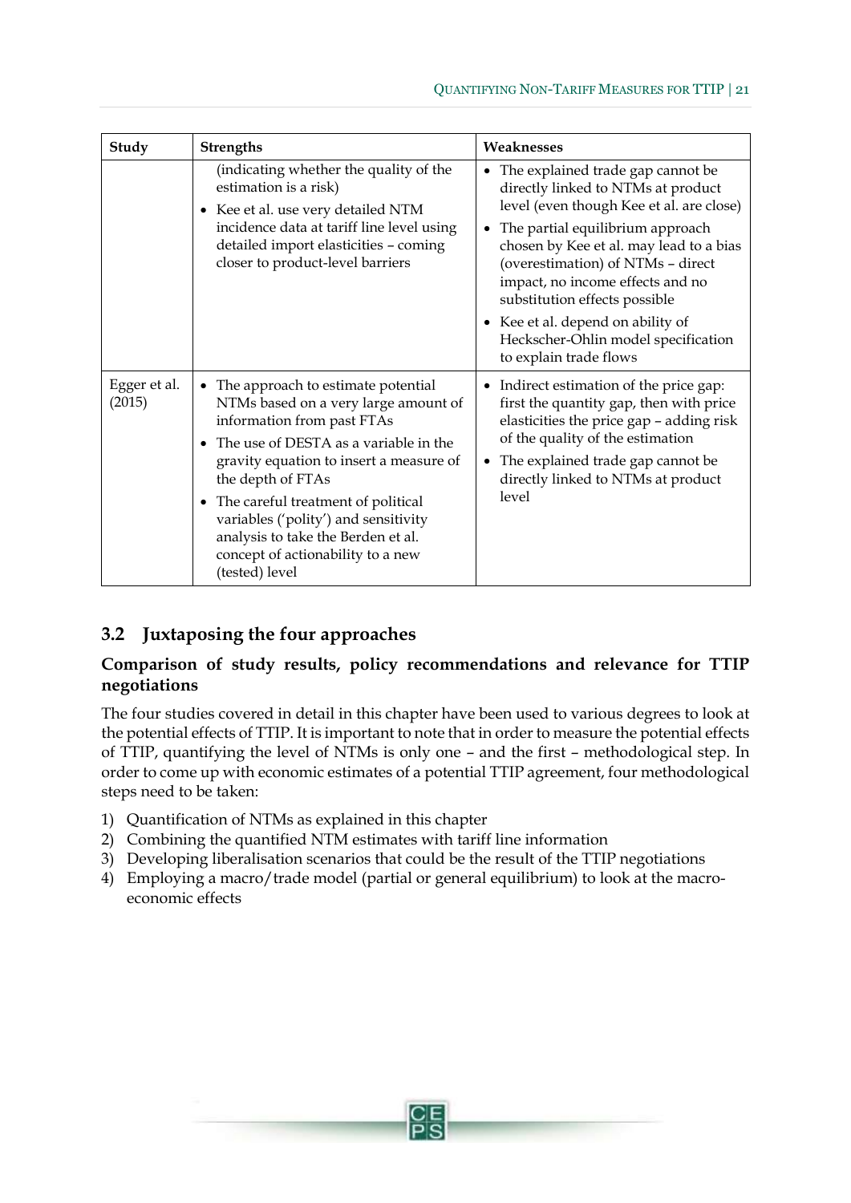| Study | Strengths | Weaknesses |
|---|---|---|
| | (indicating whether the quality of the estimation is a risk)<br>• Kee et al. use very detailed NTM incidence data at tariff line level using detailed import elasticities – coming closer to product-level barriers | • The explained trade gap cannot be directly linked to NTMs at product level (even though Kee et al. are close)<br>• The partial equilibrium approach chosen by Kee et al. may lead to a bias (overestimation) of NTMs – direct impact, no income effects and no substitution effects possible<br>• Kee et al. depend on ability of Heckscher-Ohlin model specification to explain trade flows |
| Egger et al. (2015) | • The approach to estimate potential NTMs based on a very large amount of information from past FTAs<br>• The use of DESTA as a variable in the gravity equation to insert a measure of the depth of FTAs<br>• The careful treatment of political variables ('polity') and sensitivity analysis to take the Berden et al. concept of actionability to a new (tested) level | • Indirect estimation of the price gap: first the quantity gap, then with price elasticities the price gap – adding risk of the quality of the estimation<br>• The explained trade gap cannot be directly linked to NTMs at product level |

## 3.2 Juxtaposing the four approaches

### Comparison of study results, policy recommendations and relevance for TTIP negotiations

The four studies covered in detail in this chapter have been used to various degrees to look at the potential effects of TTIP. It is important to note that in order to measure the potential effects of TTIP, quantifying the level of NTMs is only one – and the first – methodological step. In order to come up with economic estimates of a potential TTIP agreement, four methodological steps need to be taken:

1) Quantification of NTMs as explained in this chapter
2) Combining the quantified NTM estimates with tariff line information
3) Developing liberalisation scenarios that could be the result of the TTIP negotiations
4) Employing a macro/trade model (partial or general equilibrium) to look at the macro-economic effects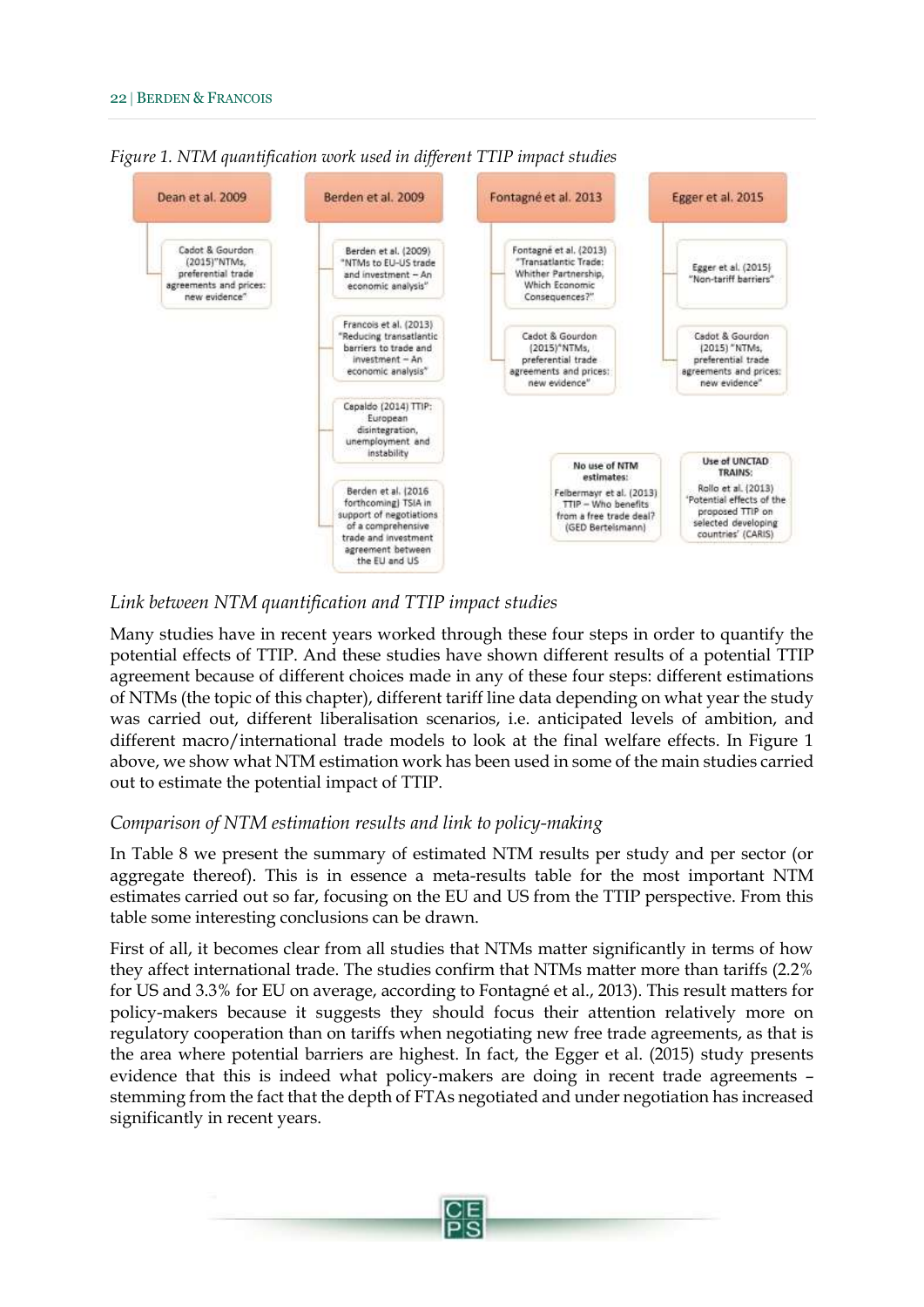*Figure 1. NTM quantification work used in different TTIP impact studies*

- **Dean et al. 2009**
  - Cadot & Gourdon (2015)"NTMs, preferential trade agreements and prices: new evidence"
- **Berden et al. 2009**
  - Berden et al. (2009) "NTMs to EU-US trade and investment – An economic analysis"
  - Francois et al. (2013) "Reducing transatlantic barriers to trade and investment – An economic analysis"
  - Capaldo (2014) TTIP: European disintegration, unemployment and instability
  - Berden et al. (2016 forthcoming) TSIA in support of negotiations of a comprehensive trade and investment agreement between the EU and US
- **Fontagné et al. 2013**
  - Fontagné et al. (2013) "Transatlantic Trade: Whither Partnership, Which Economic Consequences?"
  - Cadot & Gourdon (2015)"NTMs, preferential trade agreements and prices: new evidence"
- **Egger et al. 2015**
  - Egger et al. (2015) "Non-tariff barriers"
  - Cadot & Gourdon (2015) "NTMs, preferential trade agreements and prices: new evidence"
- **No use of NTM estimates:** Felbermayr et al. (2013) TTIP – Who benefits from a free trade deal? (GED Bertelsmann)
- **Use of UNCTAD TRAINS:** Rollo et al. (2013) 'Potential effects of the proposed TTIP on selected developing countries' (CARIS)

*Link between NTM quantification and TTIP impact studies*

Many studies have in recent years worked through these four steps in order to quantify the potential effects of TTIP. And these studies have shown different results of a potential TTIP agreement because of different choices made in any of these four steps: different estimations of NTMs (the topic of this chapter), different tariff line data depending on what year the study was carried out, different liberalisation scenarios, i.e. anticipated levels of ambition, and different macro/international trade models to look at the final welfare effects. In Figure 1 above, we show what NTM estimation work has been used in some of the main studies carried out to estimate the potential impact of TTIP.

*Comparison of NTM estimation results and link to policy-making*

In Table 8 we present the summary of estimated NTM results per study and per sector (or aggregate thereof). This is in essence a meta-results table for the most important NTM estimates carried out so far, focusing on the EU and US from the TTIP perspective. From this table some interesting conclusions can be drawn.

First of all, it becomes clear from all studies that NTMs matter significantly in terms of how they affect international trade. The studies confirm that NTMs matter more than tariffs (2.2% for US and 3.3% for EU on average, according to Fontagné et al., 2013). This result matters for policy-makers because it suggests they should focus their attention relatively more on regulatory cooperation than on tariffs when negotiating new free trade agreements, as that is the area where potential barriers are highest. In fact, the Egger et al. (2015) study presents evidence that this is indeed what policy-makers are doing in recent trade agreements – stemming from the fact that the depth of FTAs negotiated and under negotiation has increased significantly in recent years.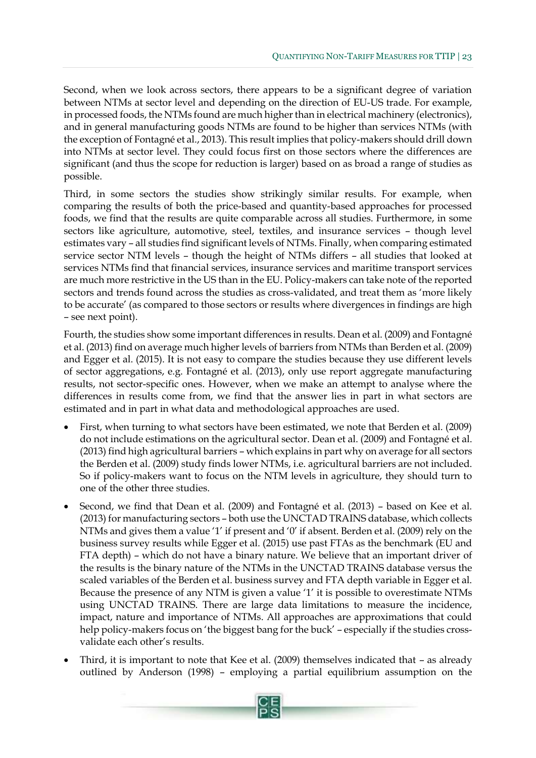Second, when we look across sectors, there appears to be a significant degree of variation between NTMs at sector level and depending on the direction of EU-US trade. For example, in processed foods, the NTMs found are much higher than in electrical machinery (electronics), and in general manufacturing goods NTMs are found to be higher than services NTMs (with the exception of Fontagné et al., 2013). This result implies that policy-makers should drill down into NTMs at sector level. They could focus first on those sectors where the differences are significant (and thus the scope for reduction is larger) based on as broad a range of studies as possible.

Third, in some sectors the studies show strikingly similar results. For example, when comparing the results of both the price-based and quantity-based approaches for processed foods, we find that the results are quite comparable across all studies. Furthermore, in some sectors like agriculture, automotive, steel, textiles, and insurance services – though level estimates vary – all studies find significant levels of NTMs. Finally, when comparing estimated service sector NTM levels – though the height of NTMs differs – all studies that looked at services NTMs find that financial services, insurance services and maritime transport services are much more restrictive in the US than in the EU. Policy-makers can take note of the reported sectors and trends found across the studies as cross-validated, and treat them as 'more likely to be accurate' (as compared to those sectors or results where divergences in findings are high – see next point).

Fourth, the studies show some important differences in results. Dean et al. (2009) and Fontagné et al. (2013) find on average much higher levels of barriers from NTMs than Berden et al. (2009) and Egger et al. (2015). It is not easy to compare the studies because they use different levels of sector aggregations, e.g. Fontagné et al. (2013), only use report aggregate manufacturing results, not sector-specific ones. However, when we make an attempt to analyse where the differences in results come from, we find that the answer lies in part in what sectors are estimated and in part in what data and methodological approaches are used.

- First, when turning to what sectors have been estimated, we note that Berden et al. (2009) do not include estimations on the agricultural sector. Dean et al. (2009) and Fontagné et al. (2013) find high agricultural barriers – which explains in part why on average for all sectors the Berden et al. (2009) study finds lower NTMs, i.e. agricultural barriers are not included. So if policy-makers want to focus on the NTM levels in agriculture, they should turn to one of the other three studies.
- Second, we find that Dean et al. (2009) and Fontagné et al. (2013) – based on Kee et al. (2013) for manufacturing sectors – both use the UNCTAD TRAINS database, which collects NTMs and gives them a value '1' if present and '0' if absent. Berden et al. (2009) rely on the business survey results while Egger et al. (2015) use past FTAs as the benchmark (EU and FTA depth) – which do not have a binary nature. We believe that an important driver of the results is the binary nature of the NTMs in the UNCTAD TRAINS database versus the scaled variables of the Berden et al. business survey and FTA depth variable in Egger et al. Because the presence of any NTM is given a value '1' it is possible to overestimate NTMs using UNCTAD TRAINS. There are large data limitations to measure the incidence, impact, nature and importance of NTMs. All approaches are approximations that could help policy-makers focus on 'the biggest bang for the buck' – especially if the studies cross-validate each other's results.
- Third, it is important to note that Kee et al. (2009) themselves indicated that – as already outlined by Anderson (1998) – employing a partial equilibrium assumption on the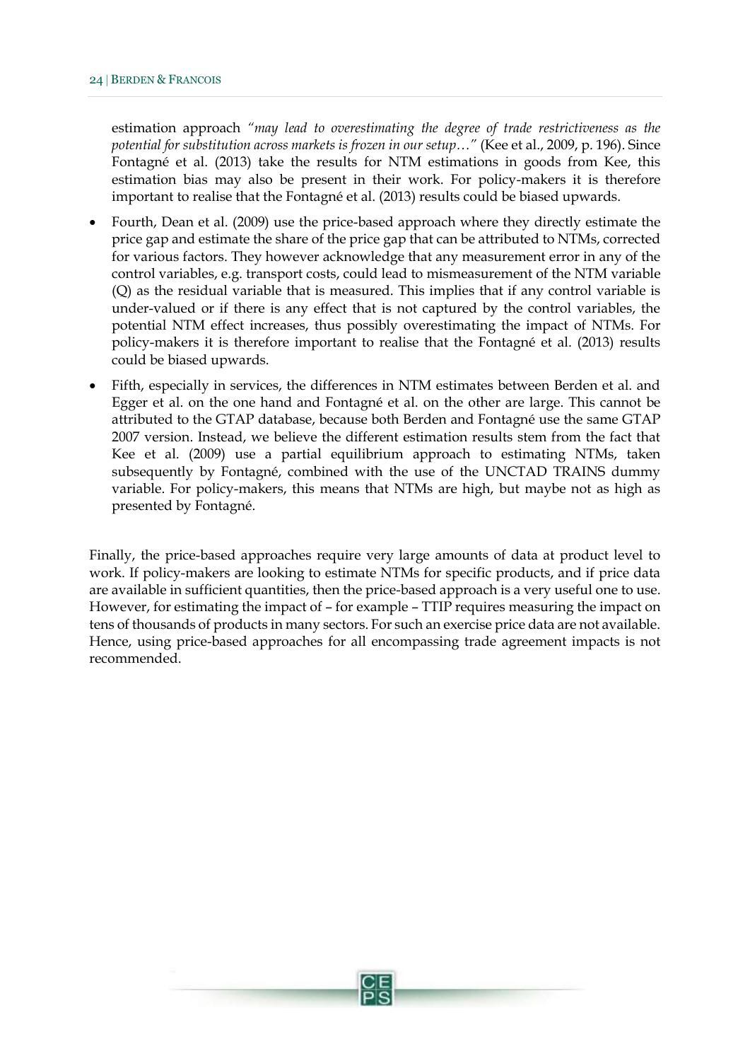estimation approach *"may lead to overestimating the degree of trade restrictiveness as the potential for substitution across markets is frozen in our setup…"* (Kee et al., 2009, p. 196). Since Fontagné et al. (2013) take the results for NTM estimations in goods from Kee, this estimation bias may also be present in their work. For policy-makers it is therefore important to realise that the Fontagné et al. (2013) results could be biased upwards.

- Fourth, Dean et al. (2009) use the price-based approach where they directly estimate the price gap and estimate the share of the price gap that can be attributed to NTMs, corrected for various factors. They however acknowledge that any measurement error in any of the control variables, e.g. transport costs, could lead to mismeasurement of the NTM variable (Q) as the residual variable that is measured. This implies that if any control variable is under-valued or if there is any effect that is not captured by the control variables, the potential NTM effect increases, thus possibly overestimating the impact of NTMs. For policy-makers it is therefore important to realise that the Fontagné et al. (2013) results could be biased upwards.
- Fifth, especially in services, the differences in NTM estimates between Berden et al. and Egger et al. on the one hand and Fontagné et al. on the other are large. This cannot be attributed to the GTAP database, because both Berden and Fontagné use the same GTAP 2007 version. Instead, we believe the different estimation results stem from the fact that Kee et al. (2009) use a partial equilibrium approach to estimating NTMs, taken subsequently by Fontagné, combined with the use of the UNCTAD TRAINS dummy variable. For policy-makers, this means that NTMs are high, but maybe not as high as presented by Fontagné.

Finally, the price-based approaches require very large amounts of data at product level to work. If policy-makers are looking to estimate NTMs for specific products, and if price data are available in sufficient quantities, then the price-based approach is a very useful one to use. However, for estimating the impact of – for example – TTIP requires measuring the impact on tens of thousands of products in many sectors. For such an exercise price data are not available. Hence, using price-based approaches for all encompassing trade agreement impacts is not recommended.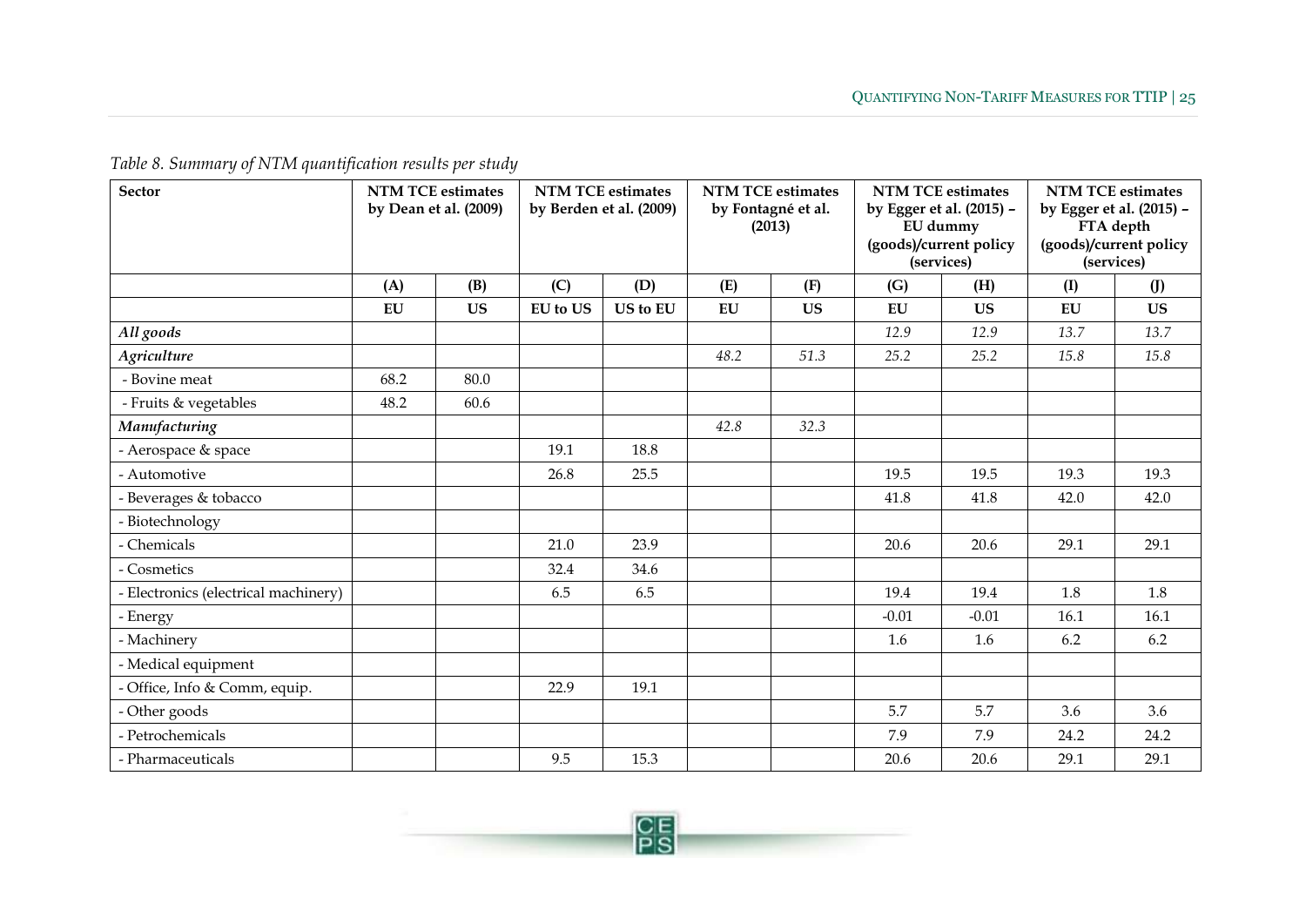*Table 8. Summary of NTM quantification results per study*

| Sector | NTM TCE estimates by Dean et al. (2009) | | NTM TCE estimates by Berden et al. (2009) | | NTM TCE estimates by Fontagné et al. (2013) | | NTM TCE estimates by Egger et al. (2015) – EU dummy (goods)/current policy (services) | | NTM TCE estimates by Egger et al. (2015) – FTA depth (goods)/current policy (services) | |
|---|---|---|---|---|---|---|---|---|---|---|
| | (A) | (B) | (C) | (D) | (E) | (F) | (G) | (H) | (I) | (J) |
| | EU | US | EU to US | US to EU | EU | US | EU | US | EU | US |
| *All goods* | | | | | | | *12.9* | *12.9* | *13.7* | *13.7* |
| *Agriculture* | | | | | *48.2* | *51.3* | *25.2* | *25.2* | *15.8* | *15.8* |
| - Bovine meat | 68.2 | 80.0 | | | | | | | | |
| - Fruits & vegetables | 48.2 | 60.6 | | | | | | | | |
| *Manufacturing* | | | | | *42.8* | *32.3* | | | | |
| - Aerospace & space | | | 19.1 | 18.8 | | | | | | |
| - Automotive | | | 26.8 | 25.5 | | | 19.5 | 19.5 | 19.3 | 19.3 |
| - Beverages & tobacco | | | | | | | 41.8 | 41.8 | 42.0 | 42.0 |
| - Biotechnology | | | | | | | | | | |
| - Chemicals | | | 21.0 | 23.9 | | | 20.6 | 20.6 | 29.1 | 29.1 |
| - Cosmetics | | | 32.4 | 34.6 | | | | | | |
| - Electronics (electrical machinery) | | | 6.5 | 6.5 | | | 19.4 | 19.4 | 1.8 | 1.8 |
| - Energy | | | | | | | -0.01 | -0.01 | 16.1 | 16.1 |
| - Machinery | | | | | | | 1.6 | 1.6 | 6.2 | 6.2 |
| - Medical equipment | | | | | | | | | | |
| - Office, Info & Comm, equip. | | | 22.9 | 19.1 | | | | | | |
| - Other goods | | | | | | | 5.7 | 5.7 | 3.6 | 3.6 |
| - Petrochemicals | | | | | | | 7.9 | 7.9 | 24.2 | 24.2 |
| - Pharmaceuticals | | | 9.5 | 15.3 | | | 20.6 | 20.6 | 29.1 | 29.1 |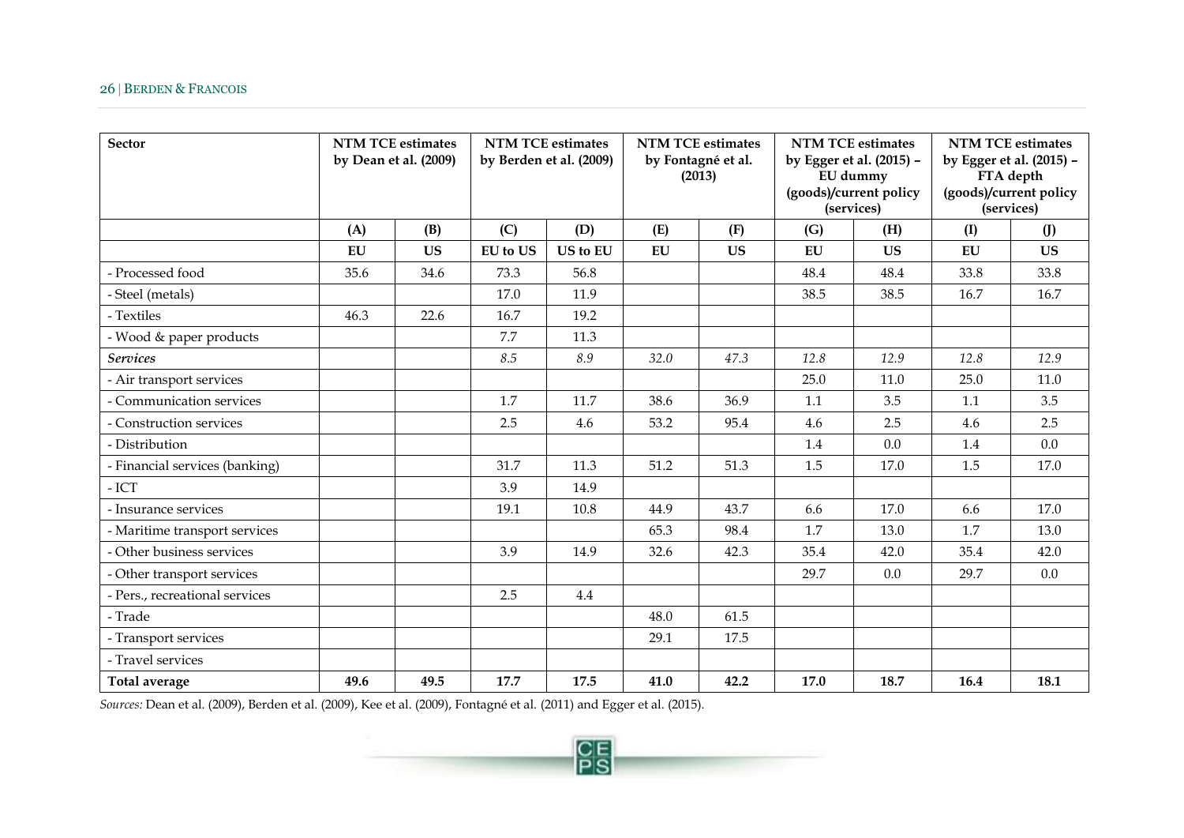| Sector | NTM TCE estimates by Dean et al. (2009) | | NTM TCE estimates by Berden et al. (2009) | | NTM TCE estimates by Fontagné et al. (2013) | | NTM TCE estimates by Egger et al. (2015) – EU dummy (goods)/current policy (services) | | NTM TCE estimates by Egger et al. (2015) – FTA depth (goods)/current policy (services) | |
|---|---|---|---|---|---|---|---|---|---|---|
| | (A) | (B) | (C) | (D) | (E) | (F) | (G) | (H) | (I) | (J) |
| | EU | US | EU to US | US to EU | EU | US | EU | US | EU | US |
| - Processed food | 35.6 | 34.6 | 73.3 | 56.8 | | | 48.4 | 48.4 | 33.8 | 33.8 |
| - Steel (metals) | | | 17.0 | 11.9 | | | 38.5 | 38.5 | 16.7 | 16.7 |
| - Textiles | 46.3 | 22.6 | 16.7 | 19.2 | | | | | | |
| - Wood & paper products | | | 7.7 | 11.3 | | | | | | |
| *Services* | | | *8.5* | *8.9* | *32.0* | *47.3* | *12.8* | *12.9* | *12.8* | *12.9* |
| - Air transport services | | | | | | | 25.0 | 11.0 | 25.0 | 11.0 |
| - Communication services | | | 1.7 | 11.7 | 38.6 | 36.9 | 1.1 | 3.5 | 1.1 | 3.5 |
| - Construction services | | | 2.5 | 4.6 | 53.2 | 95.4 | 4.6 | 2.5 | 4.6 | 2.5 |
| - Distribution | | | | | | | 1.4 | 0.0 | 1.4 | 0.0 |
| - Financial services (banking) | | | 31.7 | 11.3 | 51.2 | 51.3 | 1.5 | 17.0 | 1.5 | 17.0 |
| - ICT | | | 3.9 | 14.9 | | | | | | |
| - Insurance services | | | 19.1 | 10.8 | 44.9 | 43.7 | 6.6 | 17.0 | 6.6 | 17.0 |
| - Maritime transport services | | | | | 65.3 | 98.4 | 1.7 | 13.0 | 1.7 | 13.0 |
| - Other business services | | | 3.9 | 14.9 | 32.6 | 42.3 | 35.4 | 42.0 | 35.4 | 42.0 |
| - Other transport services | | | | | | | 29.7 | 0.0 | 29.7 | 0.0 |
| - Pers., recreational services | | | 2.5 | 4.4 | | | | | | |
| - Trade | | | | | 48.0 | 61.5 | | | | |
| - Transport services | | | | | 29.1 | 17.5 | | | | |
| - Travel services | | | | | | | | | | |
| **Total average** | **49.6** | **49.5** | **17.7** | **17.5** | **41.0** | **42.2** | **17.0** | **18.7** | **16.4** | **18.1** |

*Sources:* Dean et al. (2009), Berden et al. (2009), Kee et al. (2009), Fontagné et al. (2011) and Egger et al. (2015).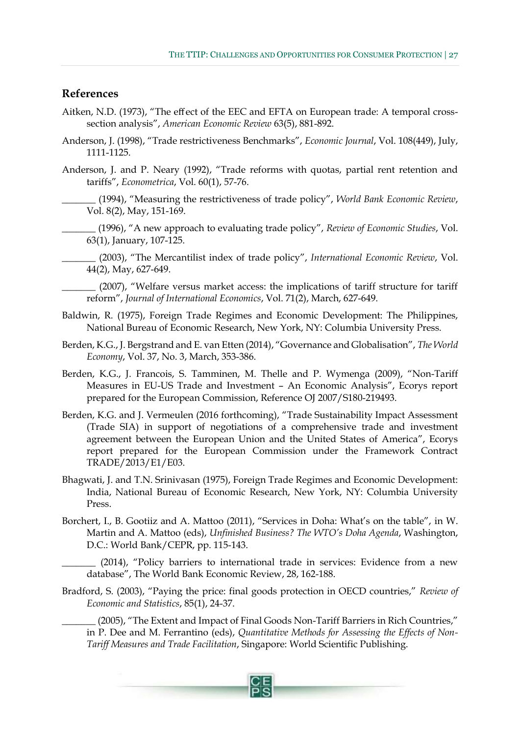## References

Aitken, N.D. (1973), "The effect of the EEC and EFTA on European trade: A temporal cross-section analysis", *American Economic Review* 63(5), 881-892.

Anderson, J. (1998), "Trade restrictiveness Benchmarks", *Economic Journal*, Vol. 108(449), July, 1111-1125.

Anderson, J. and P. Neary (1992), "Trade reforms with quotas, partial rent retention and tariffs", *Econometrica*, Vol. 60(1), 57-76.

_______ (1994), "Measuring the restrictiveness of trade policy", *World Bank Economic Review*, Vol. 8(2), May, 151-169.

_______ (1996), "A new approach to evaluating trade policy", *Review of Economic Studies*, Vol. 63(1), January, 107-125.

_______ (2003), "The Mercantilist index of trade policy", *International Economic Review*, Vol. 44(2), May, 627-649.

_______ (2007), "Welfare versus market access: the implications of tariff structure for tariff reform", *Journal of International Economics*, Vol. 71(2), March, 627-649.

Baldwin, R. (1975), Foreign Trade Regimes and Economic Development: The Philippines, National Bureau of Economic Research, New York, NY: Columbia University Press.

Berden, K.G., J. Bergstrand and E. van Etten (2014), "Governance and Globalisation", *The World Economy*, Vol. 37, No. 3, March, 353-386.

Berden, K.G., J. Francois, S. Tamminen, M. Thelle and P. Wymenga (2009), "Non-Tariff Measures in EU-US Trade and Investment – An Economic Analysis", Ecorys report prepared for the European Commission, Reference OJ 2007/S180-219493.

Berden, K.G. and J. Vermeulen (2016 forthcoming), "Trade Sustainability Impact Assessment (Trade SIA) in support of negotiations of a comprehensive trade and investment agreement between the European Union and the United States of America", Ecorys report prepared for the European Commission under the Framework Contract TRADE/2013/E1/E03.

Bhagwati, J. and T.N. Srinivasan (1975), Foreign Trade Regimes and Economic Development: India, National Bureau of Economic Research, New York, NY: Columbia University Press.

Borchert, I., B. Gootiiz and A. Mattoo (2011), "Services in Doha: What's on the table", in W. Martin and A. Mattoo (eds), *Unfinished Business? The WTO's Doha Agenda*, Washington, D.C.: World Bank/CEPR, pp. 115-143.

_______ (2014), "Policy barriers to international trade in services: Evidence from a new database", The World Bank Economic Review, 28, 162-188.

Bradford, S. (2003), "Paying the price: final goods protection in OECD countries," *Review of Economic and Statistics*, 85(1), 24-37.

_______ (2005), "The Extent and Impact of Final Goods Non-Tariff Barriers in Rich Countries," in P. Dee and M. Ferrantino (eds), *Quantitative Methods for Assessing the Effects of Non-Tariff Measures and Trade Facilitation*, Singapore: World Scientific Publishing.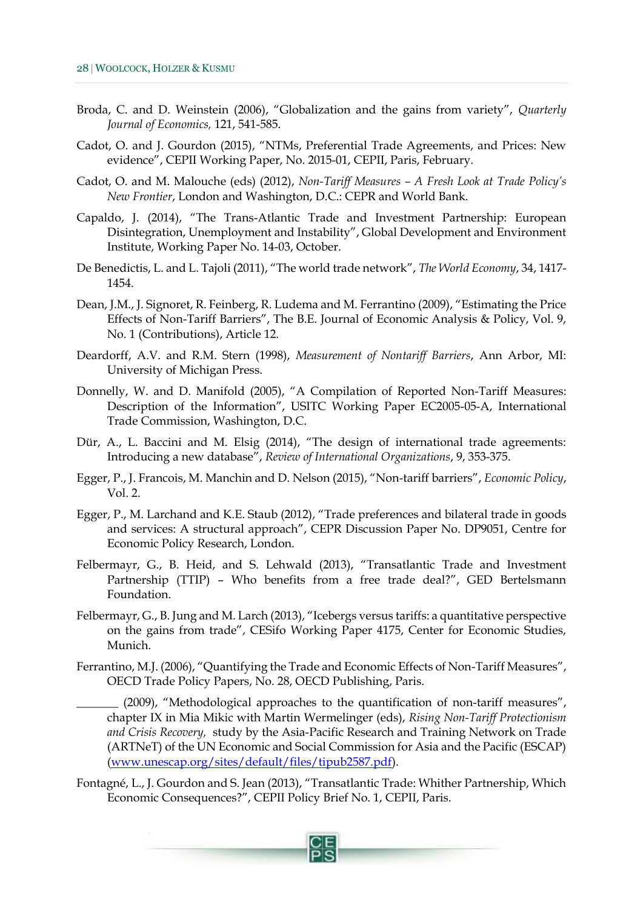Broda, C. and D. Weinstein (2006), "Globalization and the gains from variety", *Quarterly Journal of Economics,* 121, 541-585.

Cadot, O. and J. Gourdon (2015), "NTMs, Preferential Trade Agreements, and Prices: New evidence", CEPII Working Paper, No. 2015-01, CEPII, Paris, February.

Cadot, O. and M. Malouche (eds) (2012), *Non-Tariff Measures – A Fresh Look at Trade Policy's New Frontier*, London and Washington, D.C.: CEPR and World Bank.

Capaldo, J. (2014), "The Trans-Atlantic Trade and Investment Partnership: European Disintegration, Unemployment and Instability", Global Development and Environment Institute, Working Paper No. 14-03, October.

De Benedictis, L. and L. Tajoli (2011), "The world trade network", *The World Economy*, 34, 1417-1454.

Dean, J.M., J. Signoret, R. Feinberg, R. Ludema and M. Ferrantino (2009), "Estimating the Price Effects of Non-Tariff Barriers", The B.E. Journal of Economic Analysis & Policy, Vol. 9, No. 1 (Contributions), Article 12.

Deardorff, A.V. and R.M. Stern (1998), *Measurement of Nontariff Barriers*, Ann Arbor, MI: University of Michigan Press.

Donnelly, W. and D. Manifold (2005), "A Compilation of Reported Non-Tariff Measures: Description of the Information", USITC Working Paper EC2005-05-A, International Trade Commission, Washington, D.C.

Dür, A., L. Baccini and M. Elsig (2014), "The design of international trade agreements: Introducing a new database", *Review of International Organizations*, 9, 353-375.

Egger, P., J. Francois, M. Manchin and D. Nelson (2015), "Non-tariff barriers", *Economic Policy*, Vol. 2.

Egger, P., M. Larchand and K.E. Staub (2012), "Trade preferences and bilateral trade in goods and services: A structural approach", CEPR Discussion Paper No. DP9051, Centre for Economic Policy Research, London.

Felbermayr, G., B. Heid, and S. Lehwald (2013), "Transatlantic Trade and Investment Partnership (TTIP) – Who benefits from a free trade deal?", GED Bertelsmann Foundation.

Felbermayr, G., B. Jung and M. Larch (2013), "Icebergs versus tariffs: a quantitative perspective on the gains from trade", CESifo Working Paper 4175, Center for Economic Studies, Munich.

Ferrantino, M.J. (2006), "Quantifying the Trade and Economic Effects of Non-Tariff Measures", OECD Trade Policy Papers, No. 28, OECD Publishing, Paris.

_______ (2009), "Methodological approaches to the quantification of non-tariff measures", chapter IX in Mia Mikic with Martin Wermelinger (eds), *Rising Non-Tariff Protectionism and Crisis Recovery,* study by the Asia-Pacific Research and Training Network on Trade (ARTNeT) of the UN Economic and Social Commission for Asia and the Pacific (ESCAP) (www.unescap.org/sites/default/files/tipub2587.pdf).

Fontagné, L., J. Gourdon and S. Jean (2013), "Transatlantic Trade: Whither Partnership, Which Economic Consequences?", CEPII Policy Brief No. 1, CEPII, Paris.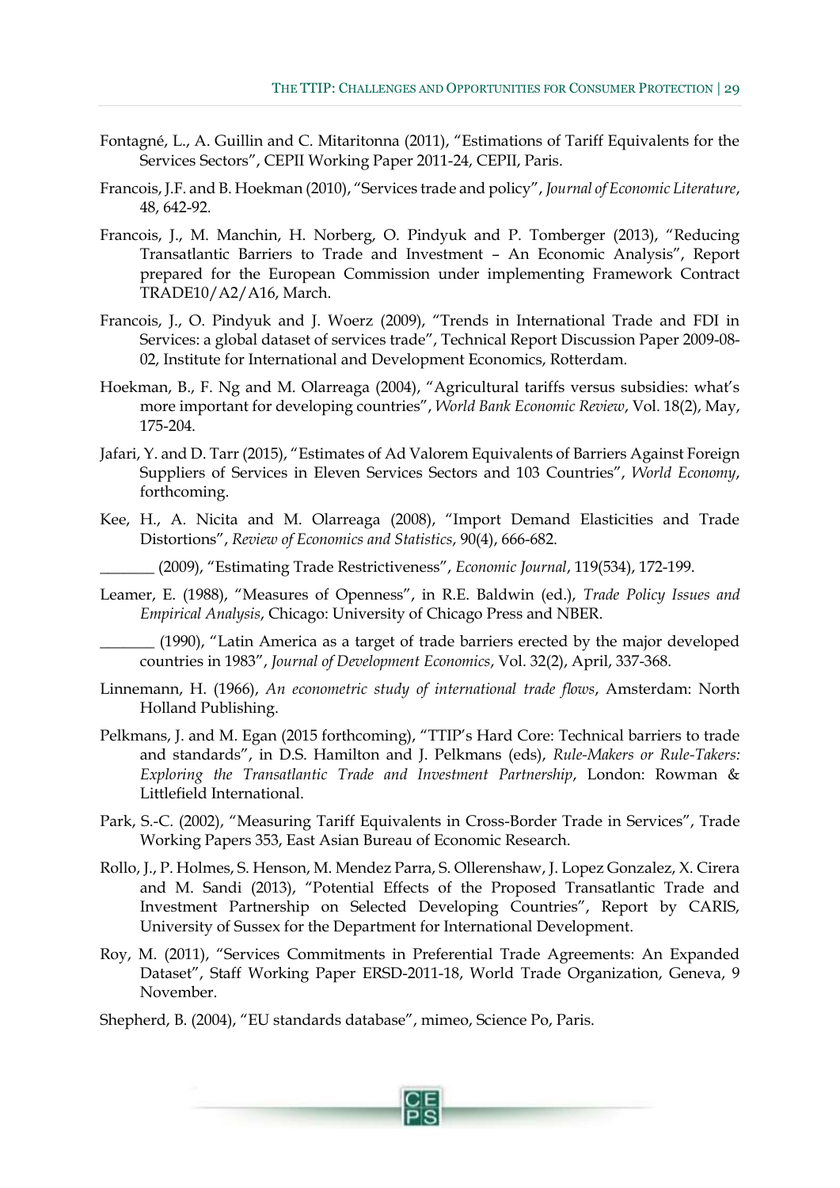Fontagné, L., A. Guillin and C. Mitaritonna (2011), "Estimations of Tariff Equivalents for the Services Sectors", CEPII Working Paper 2011-24, CEPII, Paris.

Francois, J.F. and B. Hoekman (2010), "Services trade and policy", *Journal of Economic Literature*, 48, 642-92.

Francois, J., M. Manchin, H. Norberg, O. Pindyuk and P. Tomberger (2013), "Reducing Transatlantic Barriers to Trade and Investment – An Economic Analysis", Report prepared for the European Commission under implementing Framework Contract TRADE10/A2/A16, March.

Francois, J., O. Pindyuk and J. Woerz (2009), "Trends in International Trade and FDI in Services: a global dataset of services trade", Technical Report Discussion Paper 2009-08-02, Institute for International and Development Economics, Rotterdam.

Hoekman, B., F. Ng and M. Olarreaga (2004), "Agricultural tariffs versus subsidies: what's more important for developing countries", *World Bank Economic Review*, Vol. 18(2), May, 175-204.

Jafari, Y. and D. Tarr (2015), "Estimates of Ad Valorem Equivalents of Barriers Against Foreign Suppliers of Services in Eleven Services Sectors and 103 Countries", *World Economy*, forthcoming.

Kee, H., A. Nicita and M. Olarreaga (2008), "Import Demand Elasticities and Trade Distortions", *Review of Economics and Statistics*, 90(4), 666-682.

_______ (2009), "Estimating Trade Restrictiveness", *Economic Journal*, 119(534), 172-199.

Leamer, E. (1988), "Measures of Openness", in R.E. Baldwin (ed.), *Trade Policy Issues and Empirical Analysis*, Chicago: University of Chicago Press and NBER.

_______ (1990), "Latin America as a target of trade barriers erected by the major developed countries in 1983", *Journal of Development Economics*, Vol. 32(2), April, 337-368.

Linnemann, H. (1966), *An econometric study of international trade flows*, Amsterdam: North Holland Publishing.

Pelkmans, J. and M. Egan (2015 forthcoming), "TTIP's Hard Core: Technical barriers to trade and standards", in D.S. Hamilton and J. Pelkmans (eds), *Rule-Makers or Rule-Takers: Exploring the Transatlantic Trade and Investment Partnership*, London: Rowman & Littlefield International.

Park, S.-C. (2002), "Measuring Tariff Equivalents in Cross-Border Trade in Services", Trade Working Papers 353, East Asian Bureau of Economic Research.

Rollo, J., P. Holmes, S. Henson, M. Mendez Parra, S. Ollerenshaw, J. Lopez Gonzalez, X. Cirera and M. Sandi (2013), "Potential Effects of the Proposed Transatlantic Trade and Investment Partnership on Selected Developing Countries", Report by CARIS, University of Sussex for the Department for International Development.

Roy, M. (2011), "Services Commitments in Preferential Trade Agreements: An Expanded Dataset", Staff Working Paper ERSD-2011-18, World Trade Organization, Geneva, 9 November.

Shepherd, B. (2004), "EU standards database", mimeo, Science Po, Paris.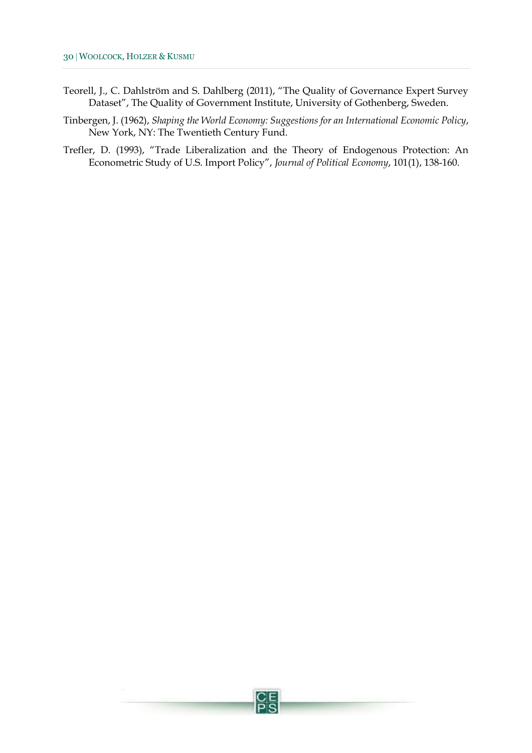Teorell, J., C. Dahlström and S. Dahlberg (2011), "The Quality of Governance Expert Survey Dataset", The Quality of Government Institute, University of Gothenberg, Sweden.

Tinbergen, J. (1962), *Shaping the World Economy: Suggestions for an International Economic Policy*, New York, NY: The Twentieth Century Fund.

Trefler, D. (1993), "Trade Liberalization and the Theory of Endogenous Protection: An Econometric Study of U.S. Import Policy", *Journal of Political Economy*, 101(1), 138-160.